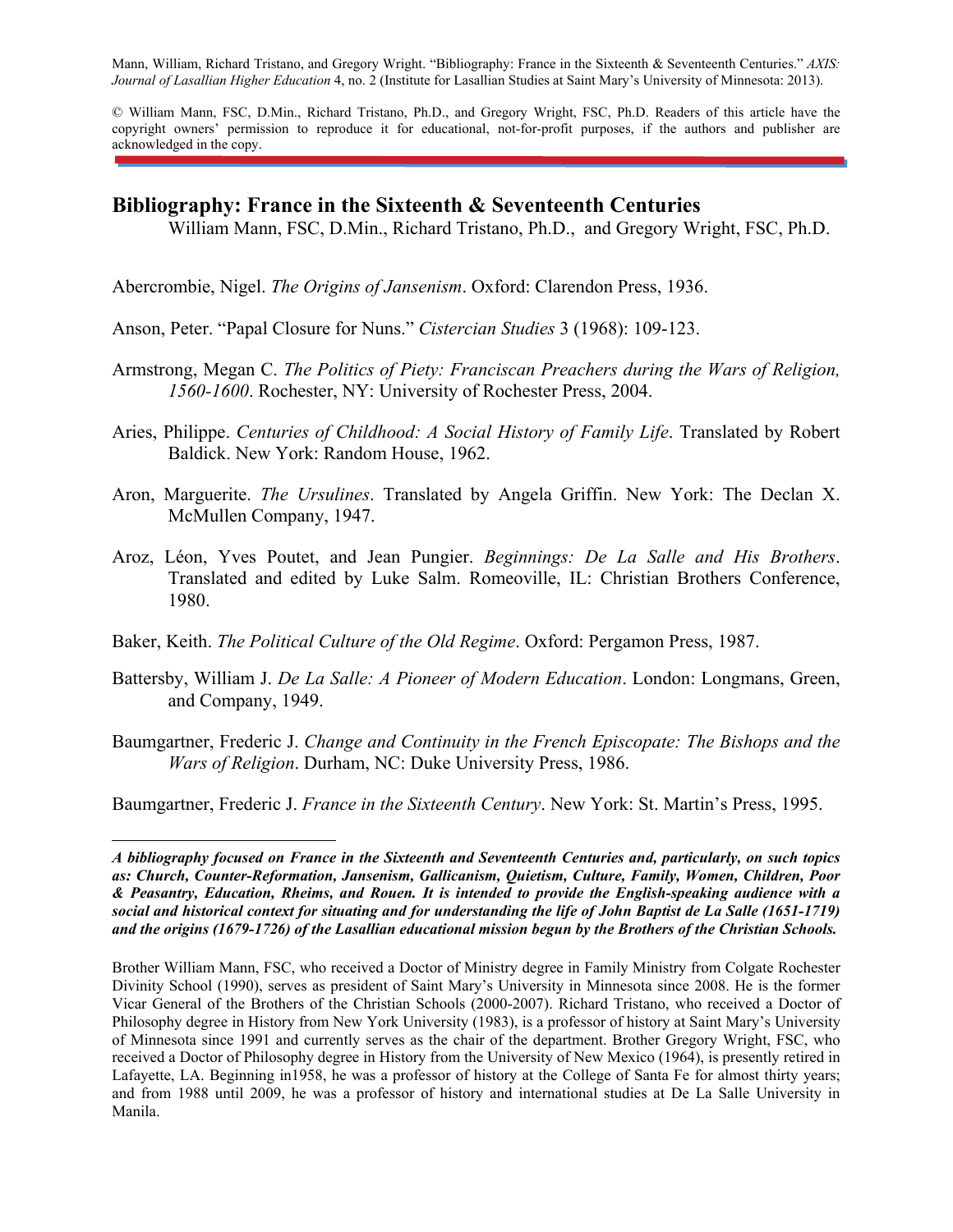Mann, William, Richard Tristano, and Gregory Wright. "Bibliography: France in the Sixteenth & Seventeenth Centuries." *AXIS: Journal of Lasallian Higher Education* 4, no. 2 (Institute for Lasallian Studies at Saint Mary's University of Minnesota: 2013).

© William Mann, FSC, D.Min., Richard Tristano, Ph.D., and Gregory Wright, FSC, Ph.D. Readers of this article have the copyright owners' permission to reproduce it for educational, not-for-profit purposes, if the authors and publisher are acknowledged in the copy.

## Bibliography: France in the Sixteenth & Seventeenth Centuries

William Mann, FSC, D.Min., Richard Tristano, Ph.D., and Gregory Wright, FSC, Ph.D.

Abercrombie, Nigel. *The Origins of Jansenism*. Oxford: Clarendon Press, 1936.

Anson, Peter. "Papal Closure for Nuns." *Cistercian Studies* 3 (1968): 109-123.

Armstrong, Megan C. *The Politics of Piety: Franciscan Preachers during the Wars of Religion, 1560-1600*. Rochester, NY: University of Rochester Press, 2004.

Aries, Philippe. *Centuries of Childhood: A Social History of Family Life*. Translated by Robert Baldick. New York: Random House, 1962.

Aron, Marguerite. *The Ursulines*. Translated by Angela Griffin. New York: The Declan X. McMullen Company, 1947.

Aroz, Léon, Yves Poutet, and Jean Pungier. *Beginnings: De La Salle and His Brothers*. Translated and edited by Luke Salm. Romeoville, IL: Christian Brothers Conference, 1980.

Baker, Keith. *The Political Culture of the Old Regime*. Oxford: Pergamon Press, 1987.

Battersby, William J. *De La Salle: A Pioneer of Modern Education*. London: Longmans, Green, and Company, 1949.

Baumgartner, Frederic J. *Change and Continuity in the French Episcopate: The Bishops and the Wars of Religion*. Durham, NC: Duke University Press, 1986.

Baumgartner, Frederic J. *France in the Sixteenth Century*. New York: St. Martin's Press, 1995.

---

***A bibliography focused on France in the Sixteenth and Seventeenth Centuries and, particularly, on such topics as: Church, Counter-Reformation, Jansenism, Gallicanism, Quietism, Culture, Family, Women, Children, Poor & Peasantry, Education, Rheims, and Rouen. It is intended to provide the English-speaking audience with a social and historical context for situating and for understanding the life of John Baptist de La Salle (1651-1719) and the origins (1679-1726) of the Lasallian educational mission begun by the Brothers of the Christian Schools.***

Brother William Mann, FSC, who received a Doctor of Ministry degree in Family Ministry from Colgate Rochester Divinity School (1990), serves as president of Saint Mary's University in Minnesota since 2008. He is the former Vicar General of the Brothers of the Christian Schools (2000-2007). Richard Tristano, who received a Doctor of Philosophy degree in History from New York University (1983), is a professor of history at Saint Mary's University of Minnesota since 1991 and currently serves as the chair of the department. Brother Gregory Wright, FSC, who received a Doctor of Philosophy degree in History from the University of New Mexico (1964), is presently retired in Lafayette, LA. Beginning in1958, he was a professor of history at the College of Santa Fe for almost thirty years; and from 1988 until 2009, he was a professor of history and international studies at De La Salle University in Manila.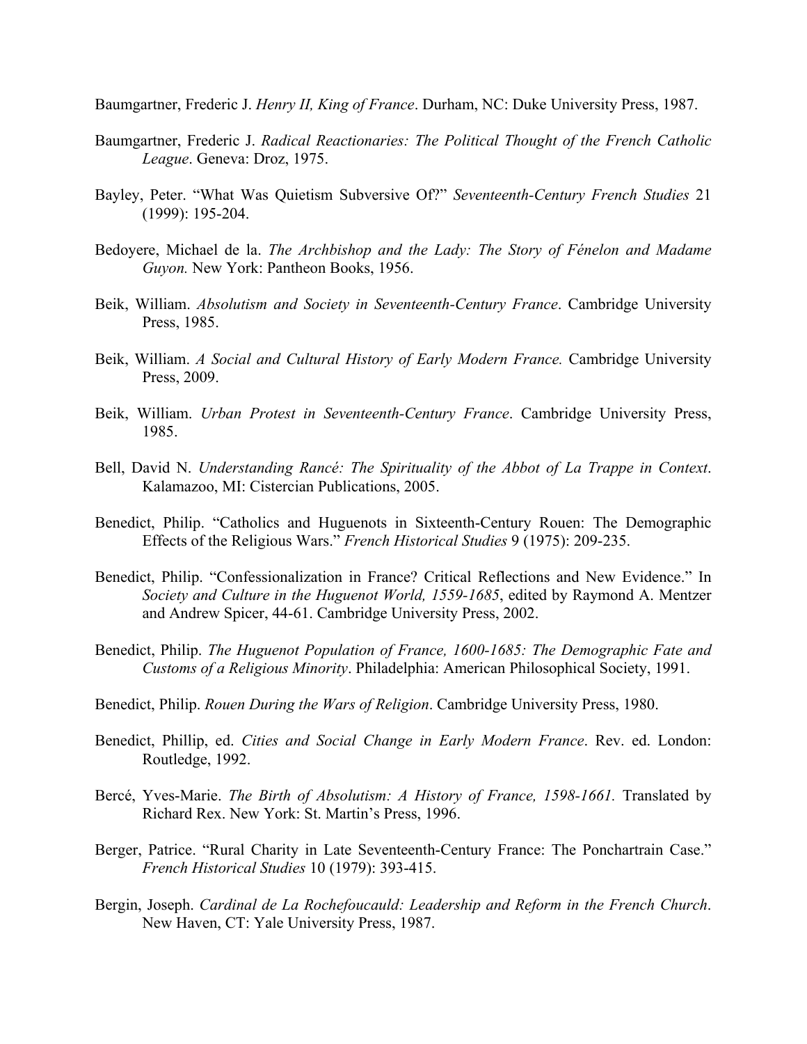Baumgartner, Frederic J. *Henry II, King of France*. Durham, NC: Duke University Press, 1987.

Baumgartner, Frederic J. *Radical Reactionaries: The Political Thought of the French Catholic League*. Geneva: Droz, 1975.

Bayley, Peter. "What Was Quietism Subversive Of?" *Seventeenth-Century French Studies* 21 (1999): 195-204.

Bedoyere, Michael de la. *The Archbishop and the Lady: The Story of Fénelon and Madame Guyon.* New York: Pantheon Books, 1956.

Beik, William. *Absolutism and Society in Seventeenth-Century France*. Cambridge University Press, 1985.

Beik, William. *A Social and Cultural History of Early Modern France.* Cambridge University Press, 2009.

Beik, William. *Urban Protest in Seventeenth-Century France*. Cambridge University Press, 1985.

Bell, David N. *Understanding Rancé: The Spirituality of the Abbot of La Trappe in Context*. Kalamazoo, MI: Cistercian Publications, 2005.

Benedict, Philip. "Catholics and Huguenots in Sixteenth-Century Rouen: The Demographic Effects of the Religious Wars." *French Historical Studies* 9 (1975): 209-235.

Benedict, Philip. "Confessionalization in France? Critical Reflections and New Evidence." In *Society and Culture in the Huguenot World, 1559-1685*, edited by Raymond A. Mentzer and Andrew Spicer, 44-61. Cambridge University Press, 2002.

Benedict, Philip. *The Huguenot Population of France, 1600-1685: The Demographic Fate and Customs of a Religious Minority*. Philadelphia: American Philosophical Society, 1991.

Benedict, Philip. *Rouen During the Wars of Religion*. Cambridge University Press, 1980.

Benedict, Phillip, ed. *Cities and Social Change in Early Modern France*. Rev. ed. London: Routledge, 1992.

Bercé, Yves-Marie. *The Birth of Absolutism: A History of France, 1598-1661.* Translated by Richard Rex. New York: St. Martin's Press, 1996.

Berger, Patrice. "Rural Charity in Late Seventeenth-Century France: The Ponchartrain Case." *French Historical Studies* 10 (1979): 393-415.

Bergin, Joseph. *Cardinal de La Rochefoucauld: Leadership and Reform in the French Church*. New Haven, CT: Yale University Press, 1987.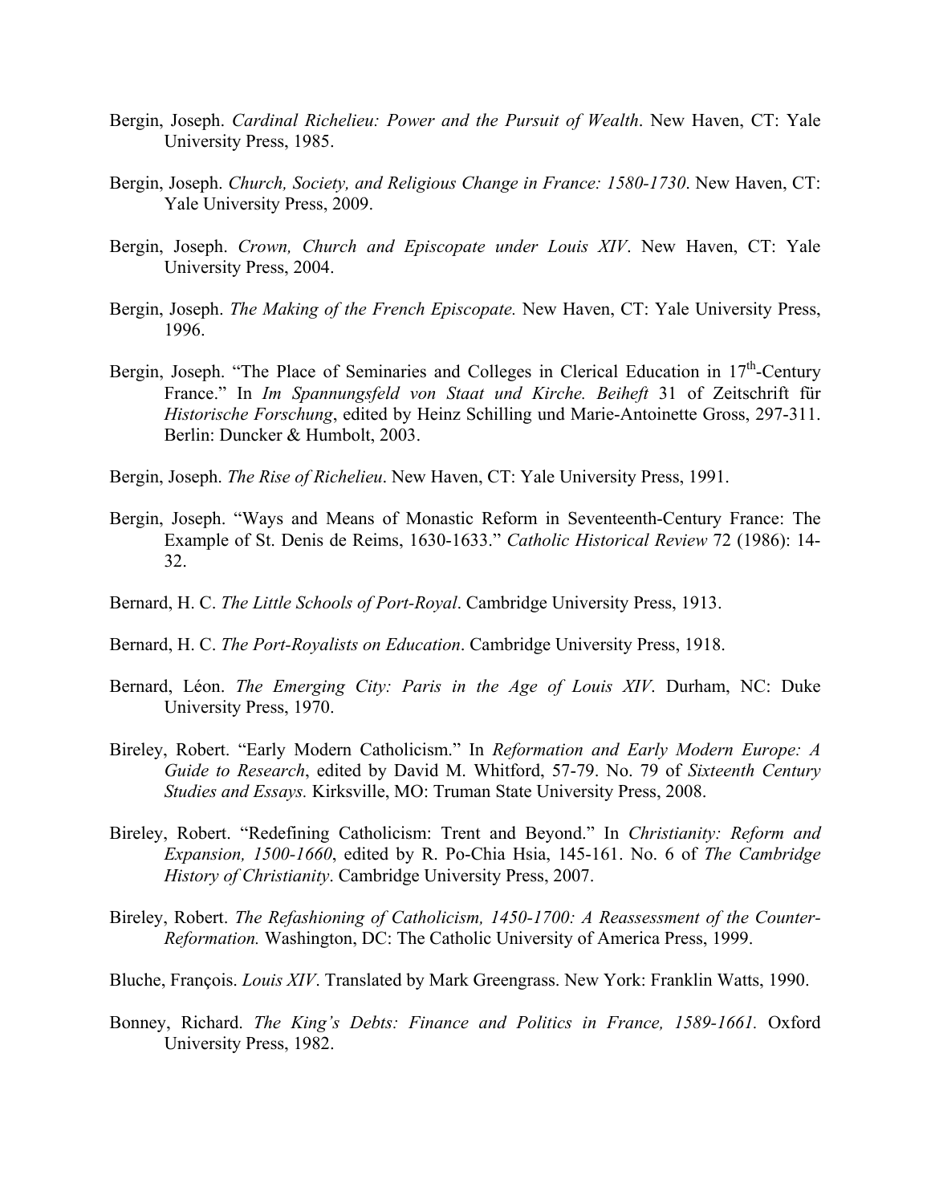Bergin, Joseph. *Cardinal Richelieu: Power and the Pursuit of Wealth*. New Haven, CT: Yale University Press, 1985.

Bergin, Joseph. *Church, Society, and Religious Change in France: 1580-1730*. New Haven, CT: Yale University Press, 2009.

Bergin, Joseph. *Crown, Church and Episcopate under Louis XIV*. New Haven, CT: Yale University Press, 2004.

Bergin, Joseph. *The Making of the French Episcopate.* New Haven, CT: Yale University Press, 1996.

Bergin, Joseph. "The Place of Seminaries and Colleges in Clerical Education in 17th-Century France." In *Im Spannungsfeld von Staat und Kirche. Beiheft* 31 of Zeitschrift für *Historische Forschung*, edited by Heinz Schilling und Marie-Antoinette Gross, 297-311. Berlin: Duncker & Humbolt, 2003.

Bergin, Joseph. *The Rise of Richelieu*. New Haven, CT: Yale University Press, 1991.

Bergin, Joseph. "Ways and Means of Monastic Reform in Seventeenth-Century France: The Example of St. Denis de Reims, 1630-1633." *Catholic Historical Review* 72 (1986): 14-32.

Bernard, H. C. *The Little Schools of Port-Royal*. Cambridge University Press, 1913.

Bernard, H. C. *The Port-Royalists on Education*. Cambridge University Press, 1918.

Bernard, Léon. *The Emerging City: Paris in the Age of Louis XIV*. Durham, NC: Duke University Press, 1970.

Bireley, Robert. "Early Modern Catholicism." In *Reformation and Early Modern Europe: A Guide to Research*, edited by David M. Whitford, 57-79. No. 79 of *Sixteenth Century Studies and Essays.* Kirksville, MO: Truman State University Press, 2008.

Bireley, Robert. "Redefining Catholicism: Trent and Beyond." In *Christianity: Reform and Expansion, 1500-1660*, edited by R. Po-Chia Hsia, 145-161. No. 6 of *The Cambridge History of Christianity*. Cambridge University Press, 2007.

Bireley, Robert. *The Refashioning of Catholicism, 1450-1700: A Reassessment of the Counter-Reformation.* Washington, DC: The Catholic University of America Press, 1999.

Bluche, François. *Louis XIV*. Translated by Mark Greengrass. New York: Franklin Watts, 1990.

Bonney, Richard. *The King's Debts: Finance and Politics in France, 1589-1661.* Oxford University Press, 1982.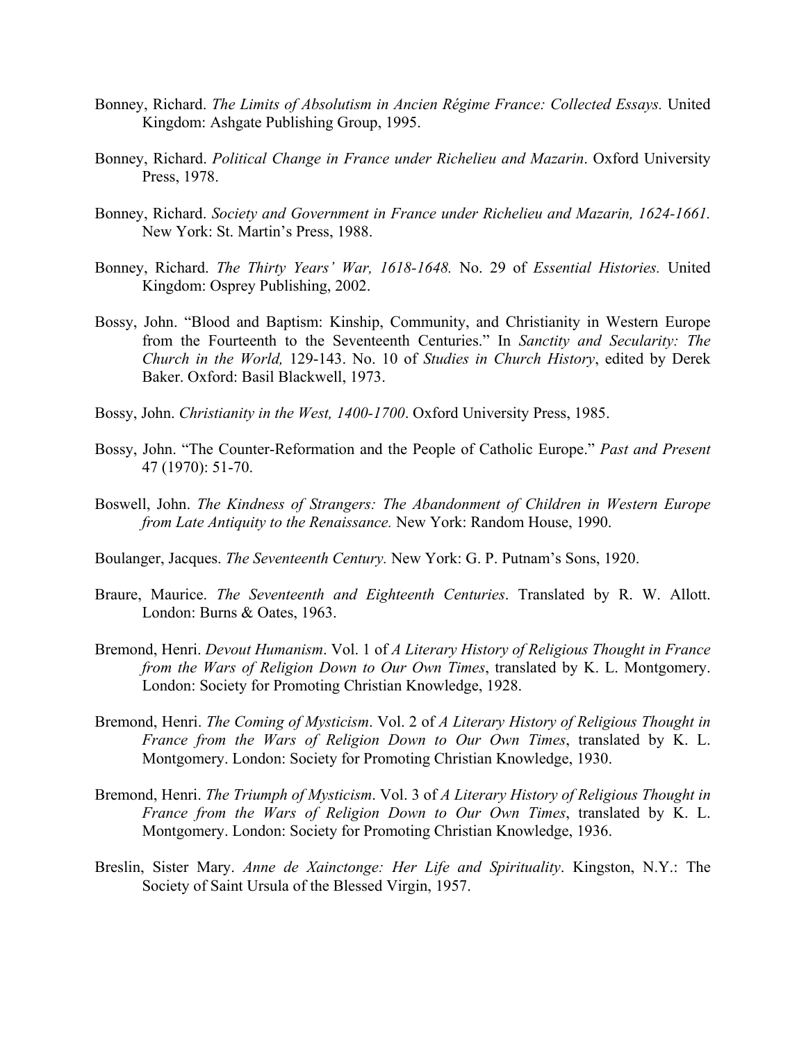Bonney, Richard. *The Limits of Absolutism in Ancien Régime France: Collected Essays.* United Kingdom: Ashgate Publishing Group, 1995.

Bonney, Richard. *Political Change in France under Richelieu and Mazarin*. Oxford University Press, 1978.

Bonney, Richard. *Society and Government in France under Richelieu and Mazarin, 1624-1661.* New York: St. Martin's Press, 1988.

Bonney, Richard. *The Thirty Years' War, 1618-1648.* No. 29 of *Essential Histories.* United Kingdom: Osprey Publishing, 2002.

Bossy, John. "Blood and Baptism: Kinship, Community, and Christianity in Western Europe from the Fourteenth to the Seventeenth Centuries." In *Sanctity and Secularity: The Church in the World,* 129-143. No. 10 of *Studies in Church History*, edited by Derek Baker. Oxford: Basil Blackwell, 1973.

Bossy, John. *Christianity in the West, 1400-1700*. Oxford University Press, 1985.

Bossy, John. "The Counter-Reformation and the People of Catholic Europe." *Past and Present* 47 (1970): 51-70.

Boswell, John. *The Kindness of Strangers: The Abandonment of Children in Western Europe from Late Antiquity to the Renaissance.* New York: Random House, 1990.

Boulanger, Jacques. *The Seventeenth Century.* New York: G. P. Putnam's Sons, 1920.

Braure, Maurice. *The Seventeenth and Eighteenth Centuries*. Translated by R. W. Allott. London: Burns & Oates, 1963.

Bremond, Henri. *Devout Humanism*. Vol. 1 of *A Literary History of Religious Thought in France from the Wars of Religion Down to Our Own Times*, translated by K. L. Montgomery. London: Society for Promoting Christian Knowledge, 1928.

Bremond, Henri. *The Coming of Mysticism*. Vol. 2 of *A Literary History of Religious Thought in France from the Wars of Religion Down to Our Own Times*, translated by K. L. Montgomery. London: Society for Promoting Christian Knowledge, 1930.

Bremond, Henri. *The Triumph of Mysticism*. Vol. 3 of *A Literary History of Religious Thought in France from the Wars of Religion Down to Our Own Times*, translated by K. L. Montgomery. London: Society for Promoting Christian Knowledge, 1936.

Breslin, Sister Mary. *Anne de Xainctonge: Her Life and Spirituality*. Kingston, N.Y.: The Society of Saint Ursula of the Blessed Virgin, 1957.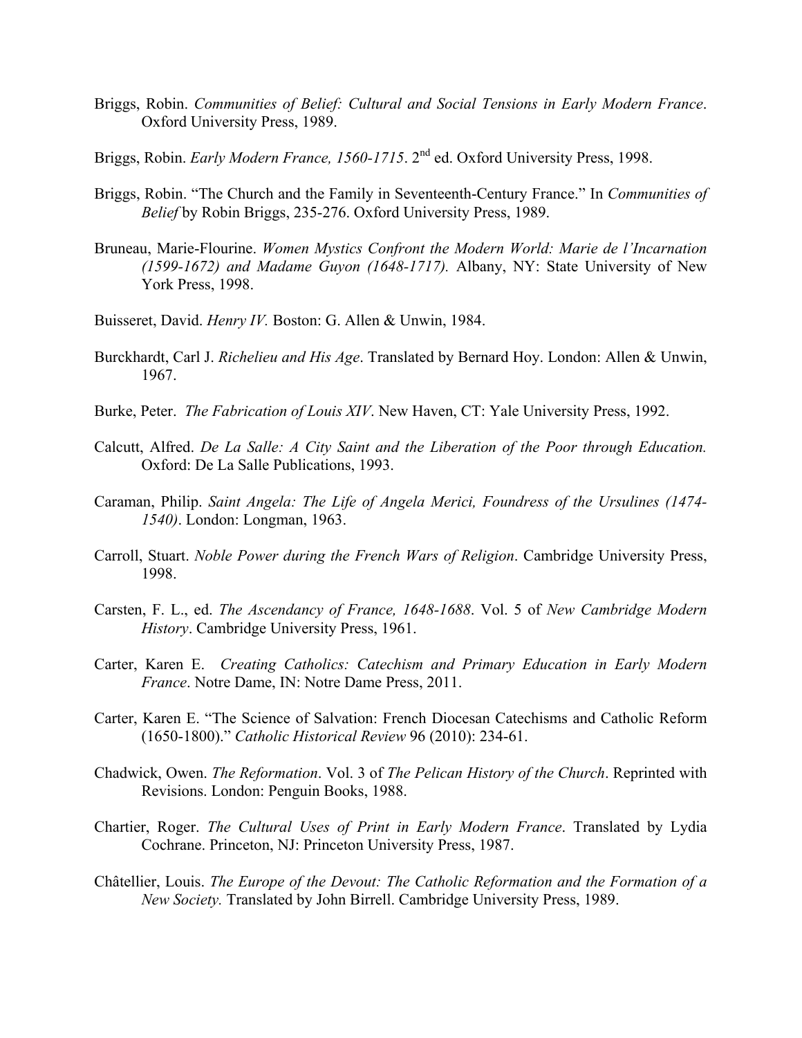Briggs, Robin. *Communities of Belief: Cultural and Social Tensions in Early Modern France*. Oxford University Press, 1989.

Briggs, Robin. *Early Modern France, 1560-1715*. 2nd ed. Oxford University Press, 1998.

Briggs, Robin. "The Church and the Family in Seventeenth-Century France." In *Communities of Belief* by Robin Briggs, 235-276. Oxford University Press, 1989.

Bruneau, Marie-Flourine. *Women Mystics Confront the Modern World: Marie de l'Incarnation (1599-1672) and Madame Guyon (1648-1717).* Albany, NY: State University of New York Press, 1998.

Buisseret, David. *Henry IV.* Boston: G. Allen & Unwin, 1984.

Burckhardt, Carl J. *Richelieu and His Age*. Translated by Bernard Hoy. London: Allen & Unwin, 1967.

Burke, Peter. *The Fabrication of Louis XIV*. New Haven, CT: Yale University Press, 1992.

Calcutt, Alfred. *De La Salle: A City Saint and the Liberation of the Poor through Education.* Oxford: De La Salle Publications, 1993.

Caraman, Philip. *Saint Angela: The Life of Angela Merici, Foundress of the Ursulines (1474-1540)*. London: Longman, 1963.

Carroll, Stuart. *Noble Power during the French Wars of Religion*. Cambridge University Press, 1998.

Carsten, F. L., ed. *The Ascendancy of France, 1648-1688*. Vol. 5 of *New Cambridge Modern History*. Cambridge University Press, 1961.

Carter, Karen E. *Creating Catholics: Catechism and Primary Education in Early Modern France*. Notre Dame, IN: Notre Dame Press, 2011.

Carter, Karen E. "The Science of Salvation: French Diocesan Catechisms and Catholic Reform (1650-1800)." *Catholic Historical Review* 96 (2010): 234-61.

Chadwick, Owen. *The Reformation*. Vol. 3 of *The Pelican History of the Church*. Reprinted with Revisions. London: Penguin Books, 1988.

Chartier, Roger. *The Cultural Uses of Print in Early Modern France*. Translated by Lydia Cochrane. Princeton, NJ: Princeton University Press, 1987.

Châtellier, Louis. *The Europe of the Devout: The Catholic Reformation and the Formation of a New Society.* Translated by John Birrell. Cambridge University Press, 1989.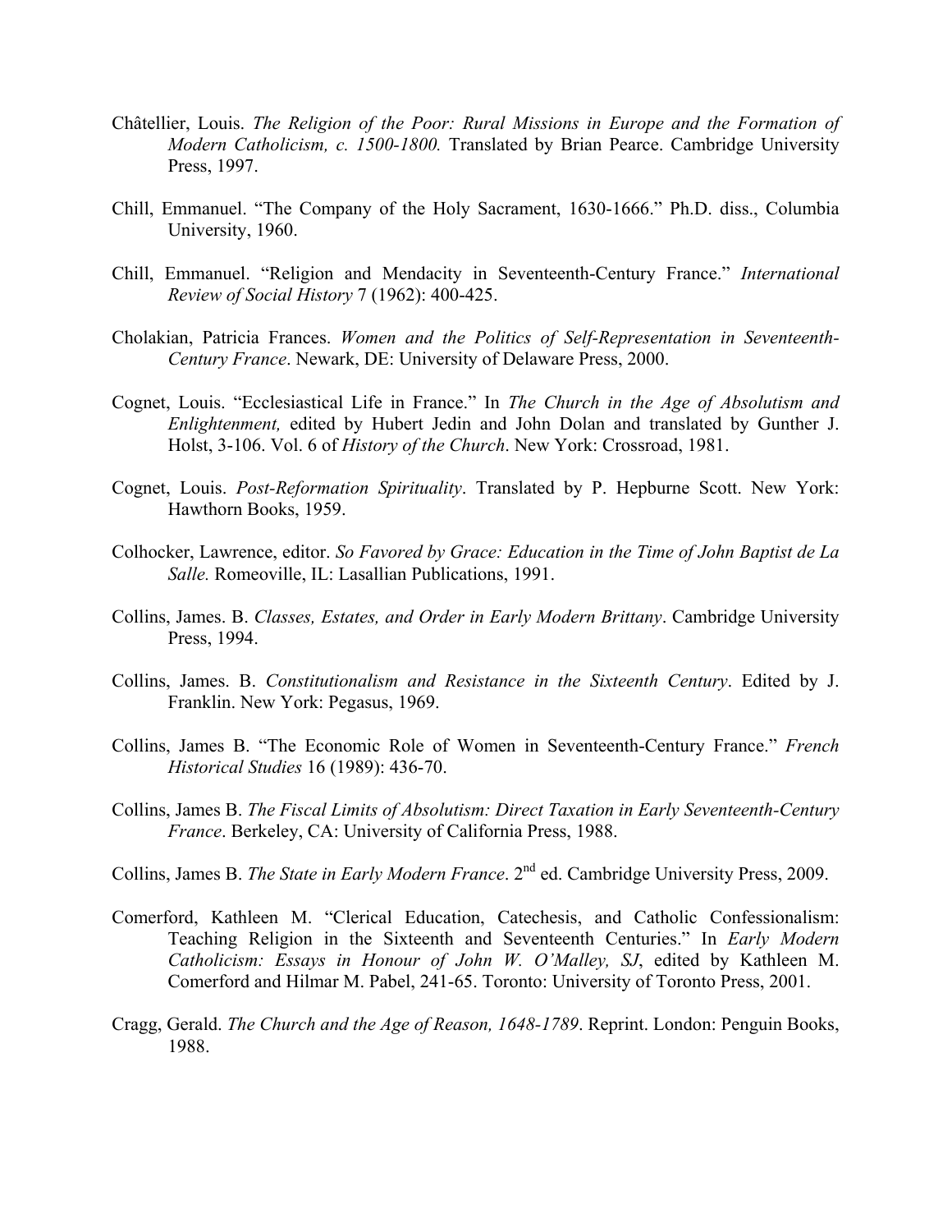Châtellier, Louis. *The Religion of the Poor: Rural Missions in Europe and the Formation of Modern Catholicism, c. 1500-1800.* Translated by Brian Pearce. Cambridge University Press, 1997.

Chill, Emmanuel. "The Company of the Holy Sacrament, 1630-1666." Ph.D. diss., Columbia University, 1960.

Chill, Emmanuel. "Religion and Mendacity in Seventeenth-Century France." *International Review of Social History* 7 (1962): 400-425.

Cholakian, Patricia Frances. *Women and the Politics of Self-Representation in Seventeenth-Century France*. Newark, DE: University of Delaware Press, 2000.

Cognet, Louis. "Ecclesiastical Life in France." In *The Church in the Age of Absolutism and Enlightenment,* edited by Hubert Jedin and John Dolan and translated by Gunther J. Holst, 3-106. Vol. 6 of *History of the Church*. New York: Crossroad, 1981.

Cognet, Louis. *Post-Reformation Spirituality*. Translated by P. Hepburne Scott. New York: Hawthorn Books, 1959.

Colhocker, Lawrence, editor. *So Favored by Grace: Education in the Time of John Baptist de La Salle.* Romeoville, IL: Lasallian Publications, 1991.

Collins, James. B. *Classes, Estates, and Order in Early Modern Brittany*. Cambridge University Press, 1994.

Collins, James. B. *Constitutionalism and Resistance in the Sixteenth Century*. Edited by J. Franklin. New York: Pegasus, 1969.

Collins, James B. "The Economic Role of Women in Seventeenth-Century France." *French Historical Studies* 16 (1989): 436-70.

Collins, James B. *The Fiscal Limits of Absolutism: Direct Taxation in Early Seventeenth-Century France*. Berkeley, CA: University of California Press, 1988.

Collins, James B. *The State in Early Modern France*. 2nd ed. Cambridge University Press, 2009.

Comerford, Kathleen M. "Clerical Education, Catechesis, and Catholic Confessionalism: Teaching Religion in the Sixteenth and Seventeenth Centuries." In *Early Modern Catholicism: Essays in Honour of John W. O'Malley, SJ*, edited by Kathleen M. Comerford and Hilmar M. Pabel, 241-65. Toronto: University of Toronto Press, 2001.

Cragg, Gerald. *The Church and the Age of Reason, 1648-1789*. Reprint. London: Penguin Books, 1988.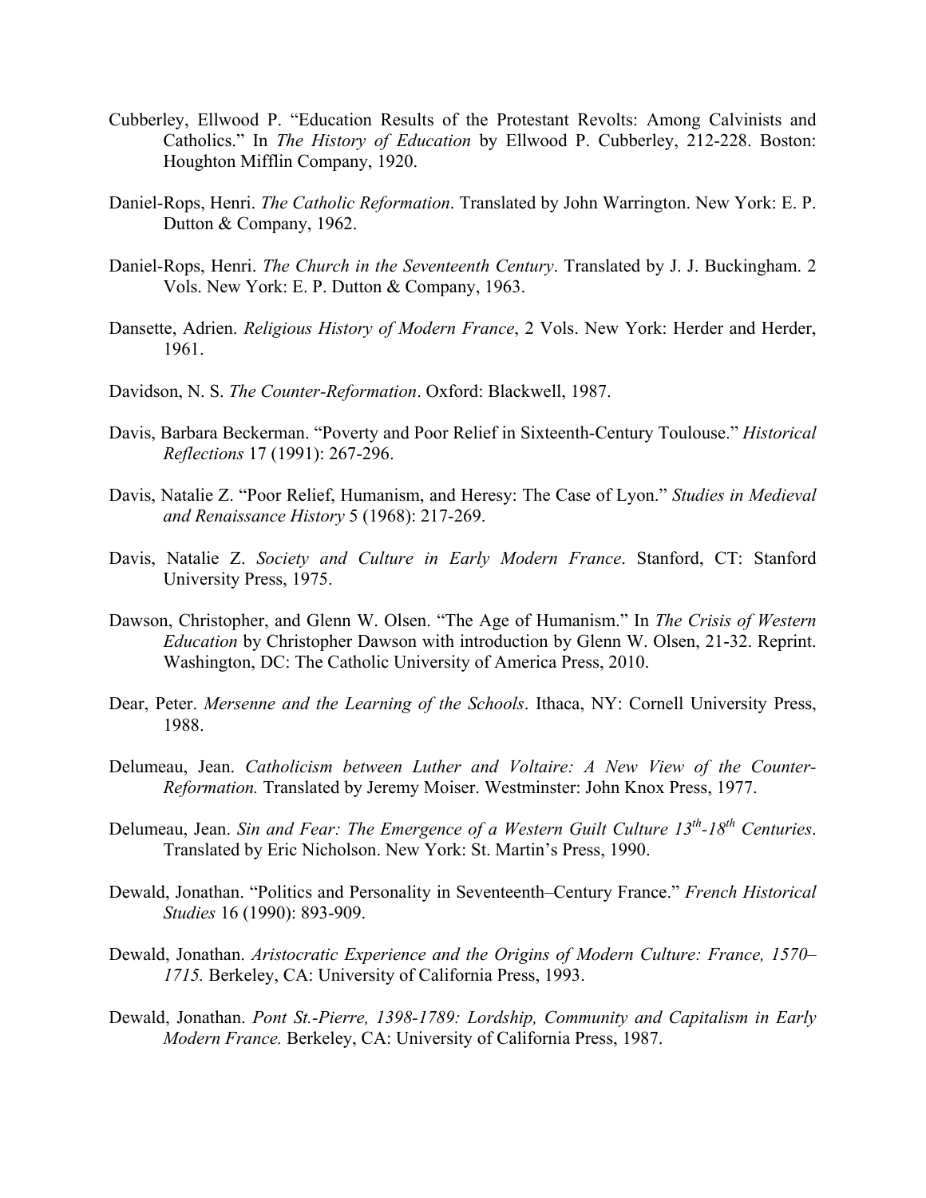Cubberley, Ellwood P. "Education Results of the Protestant Revolts: Among Calvinists and Catholics." In *The History of Education* by Ellwood P. Cubberley, 212-228. Boston: Houghton Mifflin Company, 1920.

Daniel-Rops, Henri. *The Catholic Reformation*. Translated by John Warrington. New York: E. P. Dutton & Company, 1962.

Daniel-Rops, Henri. *The Church in the Seventeenth Century*. Translated by J. J. Buckingham. 2 Vols. New York: E. P. Dutton & Company, 1963.

Dansette, Adrien. *Religious History of Modern France*, 2 Vols. New York: Herder and Herder, 1961.

Davidson, N. S. *The Counter-Reformation*. Oxford: Blackwell, 1987.

Davis, Barbara Beckerman. "Poverty and Poor Relief in Sixteenth-Century Toulouse." *Historical Reflections* 17 (1991): 267-296.

Davis, Natalie Z. "Poor Relief, Humanism, and Heresy: The Case of Lyon." *Studies in Medieval and Renaissance History* 5 (1968): 217-269.

Davis, Natalie Z. *Society and Culture in Early Modern France*. Stanford, CT: Stanford University Press, 1975.

Dawson, Christopher, and Glenn W. Olsen. "The Age of Humanism." In *The Crisis of Western Education* by Christopher Dawson with introduction by Glenn W. Olsen, 21-32. Reprint. Washington, DC: The Catholic University of America Press, 2010.

Dear, Peter. *Mersenne and the Learning of the Schools*. Ithaca, NY: Cornell University Press, 1988.

Delumeau, Jean. *Catholicism between Luther and Voltaire: A New View of the Counter-Reformation.* Translated by Jeremy Moiser. Westminster: John Knox Press, 1977.

Delumeau, Jean. *Sin and Fear: The Emergence of a Western Guilt Culture 13th-18th Centuries*. Translated by Eric Nicholson. New York: St. Martin's Press, 1990.

Dewald, Jonathan. "Politics and Personality in Seventeenth–Century France." *French Historical Studies* 16 (1990): 893-909.

Dewald, Jonathan. *Aristocratic Experience and the Origins of Modern Culture: France, 1570–1715.* Berkeley, CA: University of California Press, 1993.

Dewald, Jonathan. *Pont St.-Pierre, 1398-1789: Lordship, Community and Capitalism in Early Modern France.* Berkeley, CA: University of California Press, 1987.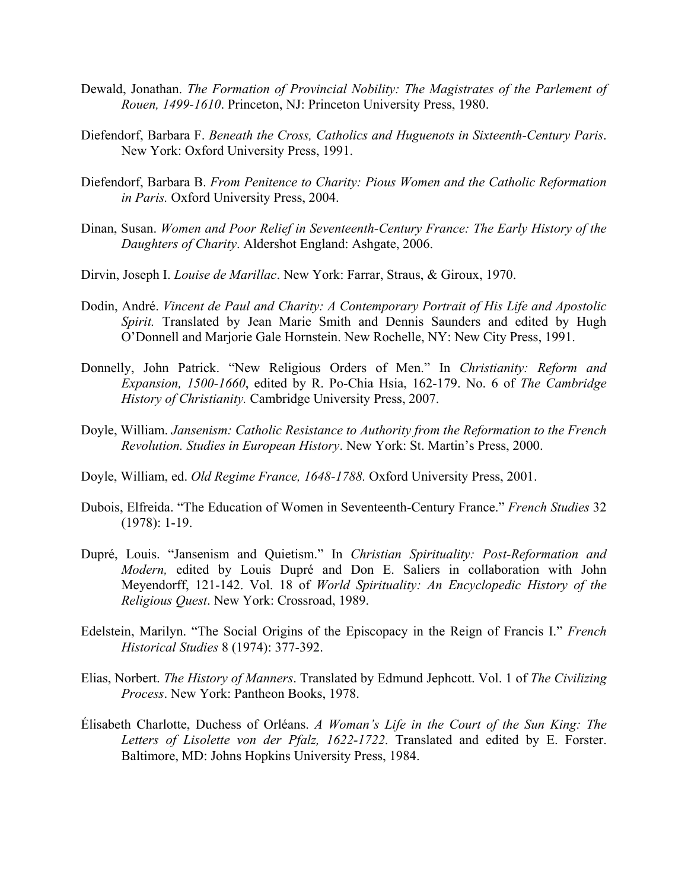Dewald, Jonathan. *The Formation of Provincial Nobility: The Magistrates of the Parlement of Rouen, 1499-1610*. Princeton, NJ: Princeton University Press, 1980.

Diefendorf, Barbara F. *Beneath the Cross, Catholics and Huguenots in Sixteenth-Century Paris*. New York: Oxford University Press, 1991.

Diefendorf, Barbara B. *From Penitence to Charity: Pious Women and the Catholic Reformation in Paris.* Oxford University Press, 2004.

Dinan, Susan. *Women and Poor Relief in Seventeenth-Century France: The Early History of the Daughters of Charity*. Aldershot England: Ashgate, 2006.

Dirvin, Joseph I. *Louise de Marillac*. New York: Farrar, Straus, & Giroux, 1970.

Dodin, André. *Vincent de Paul and Charity: A Contemporary Portrait of His Life and Apostolic Spirit.* Translated by Jean Marie Smith and Dennis Saunders and edited by Hugh O'Donnell and Marjorie Gale Hornstein. New Rochelle, NY: New City Press, 1991.

Donnelly, John Patrick. "New Religious Orders of Men." In *Christianity: Reform and Expansion, 1500-1660*, edited by R. Po-Chia Hsia, 162-179. No. 6 of *The Cambridge History of Christianity.* Cambridge University Press, 2007.

Doyle, William. *Jansenism: Catholic Resistance to Authority from the Reformation to the French Revolution. Studies in European History*. New York: St. Martin's Press, 2000.

Doyle, William, ed. *Old Regime France, 1648-1788.* Oxford University Press, 2001.

Dubois, Elfreida. "The Education of Women in Seventeenth-Century France." *French Studies* 32 (1978): 1-19.

Dupré, Louis. "Jansenism and Quietism." In *Christian Spirituality: Post-Reformation and Modern,* edited by Louis Dupré and Don E. Saliers in collaboration with John Meyendorff, 121-142. Vol. 18 of *World Spirituality: An Encyclopedic History of the Religious Quest*. New York: Crossroad, 1989.

Edelstein, Marilyn. "The Social Origins of the Episcopacy in the Reign of Francis I." *French Historical Studies* 8 (1974): 377-392.

Elias, Norbert. *The History of Manners*. Translated by Edmund Jephcott. Vol. 1 of *The Civilizing Process*. New York: Pantheon Books, 1978.

Élisabeth Charlotte, Duchess of Orléans. *A Woman's Life in the Court of the Sun King: The Letters of Lisolette von der Pfalz, 1622-1722*. Translated and edited by E. Forster. Baltimore, MD: Johns Hopkins University Press, 1984.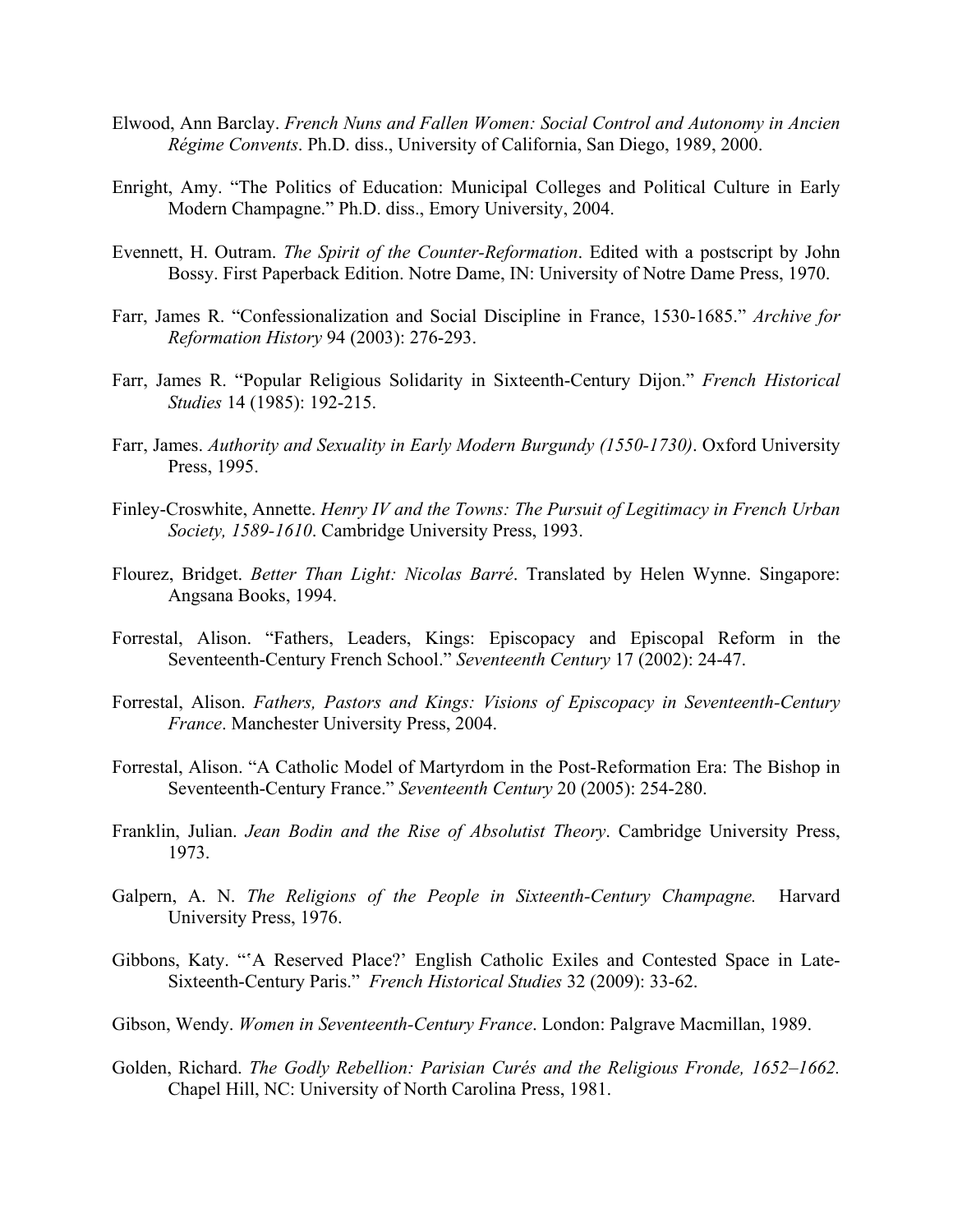Elwood, Ann Barclay. *French Nuns and Fallen Women: Social Control and Autonomy in Ancien Régime Convents*. Ph.D. diss., University of California, San Diego, 1989, 2000.

Enright, Amy. "The Politics of Education: Municipal Colleges and Political Culture in Early Modern Champagne." Ph.D. diss., Emory University, 2004.

Evennett, H. Outram. *The Spirit of the Counter-Reformation*. Edited with a postscript by John Bossy. First Paperback Edition. Notre Dame, IN: University of Notre Dame Press, 1970.

Farr, James R. "Confessionalization and Social Discipline in France, 1530-1685." *Archive for Reformation History* 94 (2003): 276-293.

Farr, James R. "Popular Religious Solidarity in Sixteenth-Century Dijon." *French Historical Studies* 14 (1985): 192-215.

Farr, James. *Authority and Sexuality in Early Modern Burgundy (1550-1730)*. Oxford University Press, 1995.

Finley-Croswhite, Annette. *Henry IV and the Towns: The Pursuit of Legitimacy in French Urban Society, 1589-1610*. Cambridge University Press, 1993.

Flourez, Bridget. *Better Than Light: Nicolas Barré*. Translated by Helen Wynne. Singapore: Angsana Books, 1994.

Forrestal, Alison. "Fathers, Leaders, Kings: Episcopacy and Episcopal Reform in the Seventeenth-Century French School." *Seventeenth Century* 17 (2002): 24-47.

Forrestal, Alison. *Fathers, Pastors and Kings: Visions of Episcopacy in Seventeenth-Century France*. Manchester University Press, 2004.

Forrestal, Alison. "A Catholic Model of Martyrdom in the Post-Reformation Era: The Bishop in Seventeenth-Century France." *Seventeenth Century* 20 (2005): 254-280.

Franklin, Julian. *Jean Bodin and the Rise of Absolutist Theory*. Cambridge University Press, 1973.

Galpern, A. N. *The Religions of the People in Sixteenth-Century Champagne.* Harvard University Press, 1976.

Gibbons, Katy. "'A Reserved Place?' English Catholic Exiles and Contested Space in Late-Sixteenth-Century Paris." *French Historical Studies* 32 (2009): 33-62.

Gibson, Wendy. *Women in Seventeenth-Century France*. London: Palgrave Macmillan, 1989.

Golden, Richard. *The Godly Rebellion: Parisian Curés and the Religious Fronde, 1652–1662.* Chapel Hill, NC: University of North Carolina Press, 1981.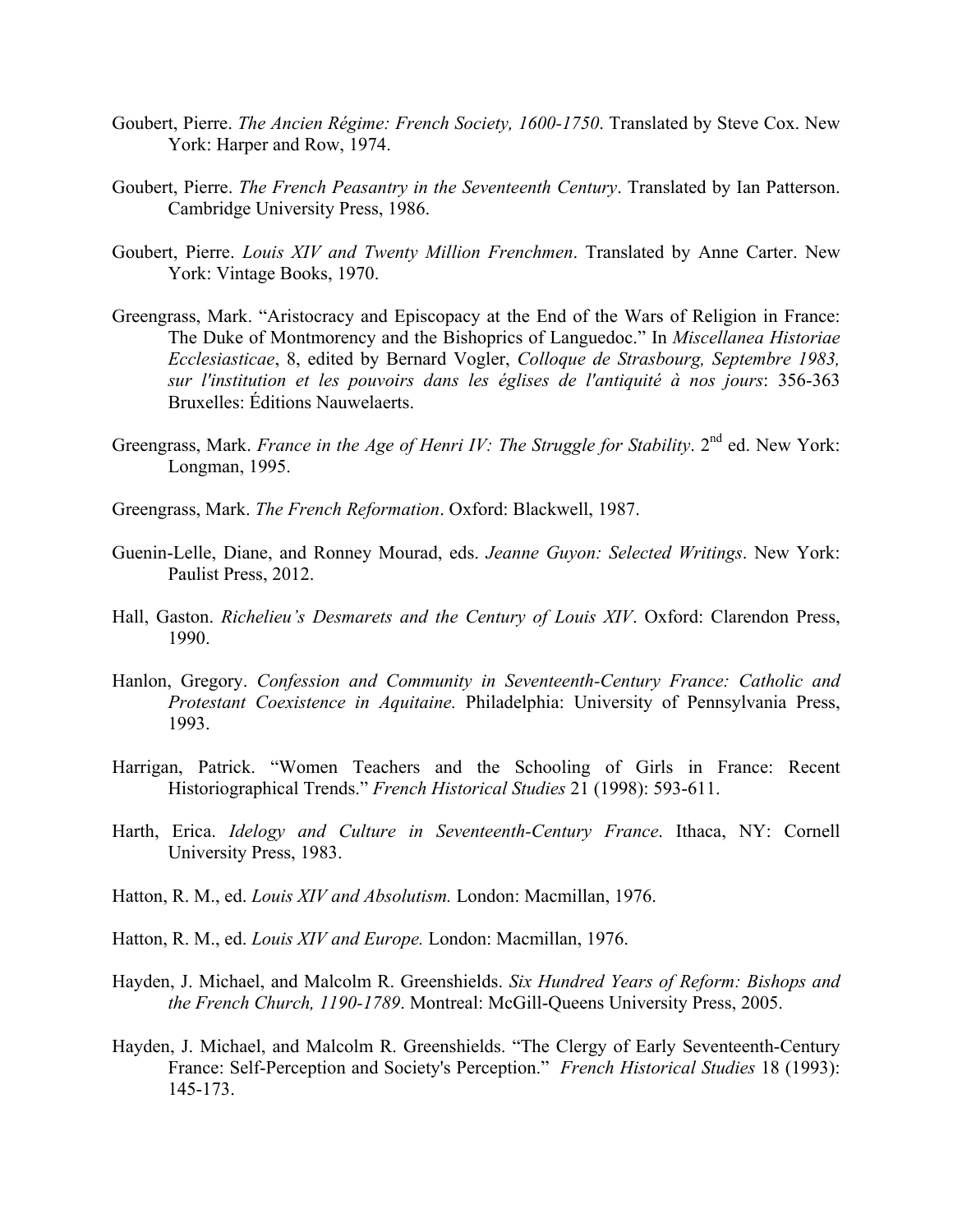Goubert, Pierre. *The Ancien Régime: French Society, 1600-1750*. Translated by Steve Cox. New York: Harper and Row, 1974.

Goubert, Pierre. *The French Peasantry in the Seventeenth Century*. Translated by Ian Patterson. Cambridge University Press, 1986.

Goubert, Pierre. *Louis XIV and Twenty Million Frenchmen*. Translated by Anne Carter. New York: Vintage Books, 1970.

Greengrass, Mark. "Aristocracy and Episcopacy at the End of the Wars of Religion in France: The Duke of Montmorency and the Bishoprics of Languedoc." In *Miscellanea Historiae Ecclesiasticae*, 8, edited by Bernard Vogler, *Colloque de Strasbourg, Septembre 1983, sur l'institution et les pouvoirs dans les églises de l'antiquité à nos jours*: 356-363 Bruxelles: Éditions Nauwelaerts.

Greengrass, Mark. *France in the Age of Henri IV: The Struggle for Stability*. 2nd ed. New York: Longman, 1995.

Greengrass, Mark. *The French Reformation*. Oxford: Blackwell, 1987.

Guenin-Lelle, Diane, and Ronney Mourad, eds. *Jeanne Guyon: Selected Writings*. New York: Paulist Press, 2012.

Hall, Gaston. *Richelieu's Desmarets and the Century of Louis XIV*. Oxford: Clarendon Press, 1990.

Hanlon, Gregory. *Confession and Community in Seventeenth-Century France: Catholic and Protestant Coexistence in Aquitaine.* Philadelphia: University of Pennsylvania Press, 1993.

Harrigan, Patrick. "Women Teachers and the Schooling of Girls in France: Recent Historiographical Trends." *French Historical Studies* 21 (1998): 593-611.

Harth, Erica. *Idelogy and Culture in Seventeenth-Century France*. Ithaca, NY: Cornell University Press, 1983.

Hatton, R. M., ed. *Louis XIV and Absolutism.* London: Macmillan, 1976.

Hatton, R. M., ed. *Louis XIV and Europe.* London: Macmillan, 1976.

Hayden, J. Michael, and Malcolm R. Greenshields. *Six Hundred Years of Reform: Bishops and the French Church, 1190-1789*. Montreal: McGill-Queens University Press, 2005.

Hayden, J. Michael, and Malcolm R. Greenshields. "The Clergy of Early Seventeenth-Century France: Self-Perception and Society's Perception." *French Historical Studies* 18 (1993): 145-173.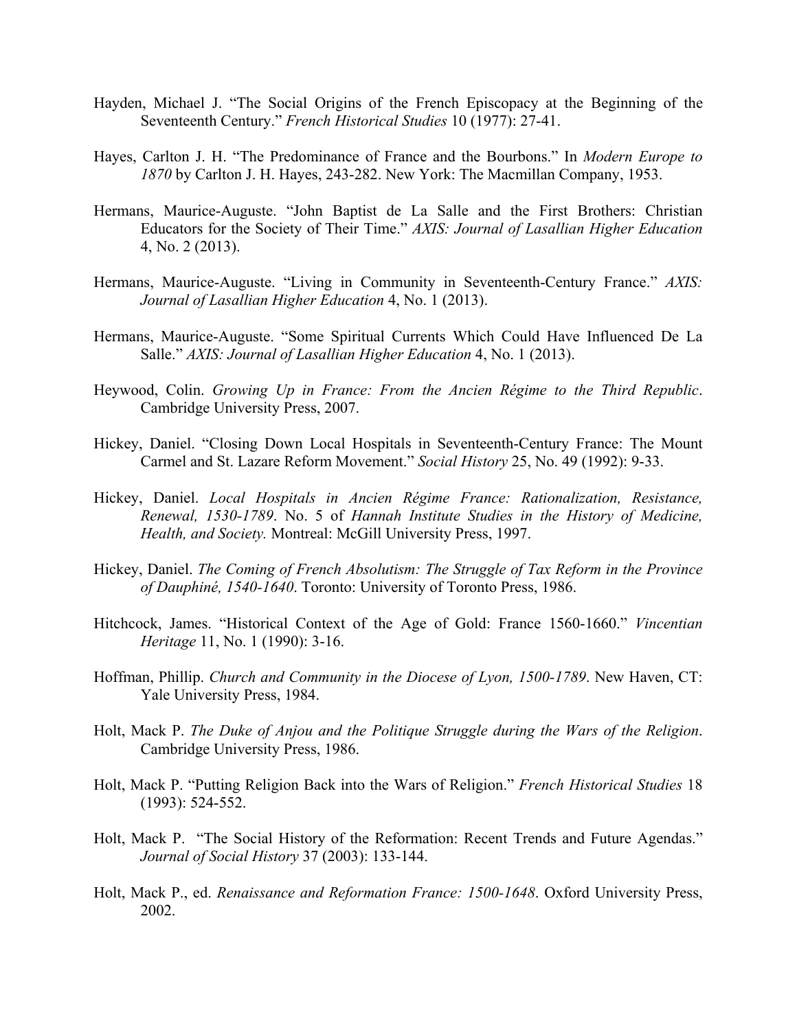Hayden, Michael J. "The Social Origins of the French Episcopacy at the Beginning of the Seventeenth Century." *French Historical Studies* 10 (1977): 27-41.

Hayes, Carlton J. H. "The Predominance of France and the Bourbons." In *Modern Europe to 1870* by Carlton J. H. Hayes, 243-282. New York: The Macmillan Company, 1953.

Hermans, Maurice-Auguste. "John Baptist de La Salle and the First Brothers: Christian Educators for the Society of Their Time." *AXIS: Journal of Lasallian Higher Education* 4, No. 2 (2013).

Hermans, Maurice-Auguste. "Living in Community in Seventeenth-Century France." *AXIS: Journal of Lasallian Higher Education* 4, No. 1 (2013).

Hermans, Maurice-Auguste. "Some Spiritual Currents Which Could Have Influenced De La Salle." *AXIS: Journal of Lasallian Higher Education* 4, No. 1 (2013).

Heywood, Colin. *Growing Up in France: From the Ancien Régime to the Third Republic*. Cambridge University Press, 2007.

Hickey, Daniel. "Closing Down Local Hospitals in Seventeenth-Century France: The Mount Carmel and St. Lazare Reform Movement." *Social History* 25, No. 49 (1992): 9-33.

Hickey, Daniel. *Local Hospitals in Ancien Régime France: Rationalization, Resistance, Renewal, 1530-1789*. No. 5 of *Hannah Institute Studies in the History of Medicine, Health, and Society.* Montreal: McGill University Press, 1997.

Hickey, Daniel. *The Coming of French Absolutism: The Struggle of Tax Reform in the Province of Dauphiné, 1540-1640*. Toronto: University of Toronto Press, 1986.

Hitchcock, James. "Historical Context of the Age of Gold: France 1560-1660." *Vincentian Heritage* 11, No. 1 (1990): 3-16.

Hoffman, Phillip. *Church and Community in the Diocese of Lyon, 1500-1789*. New Haven, CT: Yale University Press, 1984.

Holt, Mack P. *The Duke of Anjou and the Politique Struggle during the Wars of the Religion*. Cambridge University Press, 1986.

Holt, Mack P. "Putting Religion Back into the Wars of Religion." *French Historical Studies* 18 (1993): 524-552.

Holt, Mack P. "The Social History of the Reformation: Recent Trends and Future Agendas." *Journal of Social History* 37 (2003): 133-144.

Holt, Mack P., ed. *Renaissance and Reformation France: 1500-1648*. Oxford University Press, 2002.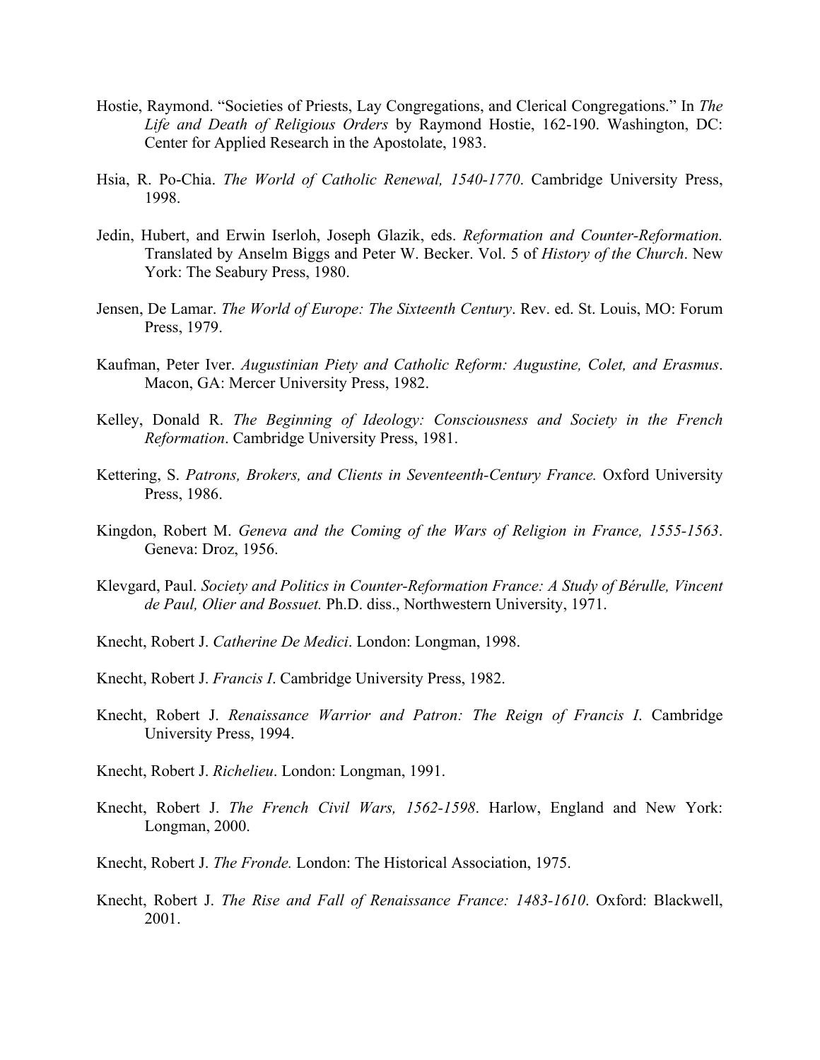Hostie, Raymond. “Societies of Priests, Lay Congregations, and Clerical Congregations.” In *The Life and Death of Religious Orders* by Raymond Hostie, 162-190. Washington, DC: Center for Applied Research in the Apostolate, 1983.

Hsia, R. Po-Chia. *The World of Catholic Renewal, 1540-1770*. Cambridge University Press, 1998.

Jedin, Hubert, and Erwin Iserloh, Joseph Glazik, eds. *Reformation and Counter-Reformation.* Translated by Anselm Biggs and Peter W. Becker. Vol. 5 of *History of the Church*. New York: The Seabury Press, 1980.

Jensen, De Lamar. *The World of Europe: The Sixteenth Century*. Rev. ed. St. Louis, MO: Forum Press, 1979.

Kaufman, Peter Iver. *Augustinian Piety and Catholic Reform: Augustine, Colet, and Erasmus*. Macon, GA: Mercer University Press, 1982.

Kelley, Donald R. *The Beginning of Ideology: Consciousness and Society in the French Reformation*. Cambridge University Press, 1981.

Kettering, S. *Patrons, Brokers, and Clients in Seventeenth-Century France.* Oxford University Press, 1986.

Kingdon, Robert M. *Geneva and the Coming of the Wars of Religion in France, 1555-1563*. Geneva: Droz, 1956.

Klevgard, Paul. *Society and Politics in Counter-Reformation France: A Study of Bérulle, Vincent de Paul, Olier and Bossuet.* Ph.D. diss., Northwestern University, 1971.

Knecht, Robert J. *Catherine De Medici*. London: Longman, 1998.

Knecht, Robert J. *Francis I*. Cambridge University Press, 1982.

Knecht, Robert J. *Renaissance Warrior and Patron: The Reign of Francis I*. Cambridge University Press, 1994.

Knecht, Robert J. *Richelieu*. London: Longman, 1991.

Knecht, Robert J. *The French Civil Wars, 1562-1598*. Harlow, England and New York: Longman, 2000.

Knecht, Robert J. *The Fronde.* London: The Historical Association, 1975.

Knecht, Robert J. *The Rise and Fall of Renaissance France: 1483-1610*. Oxford: Blackwell, 2001.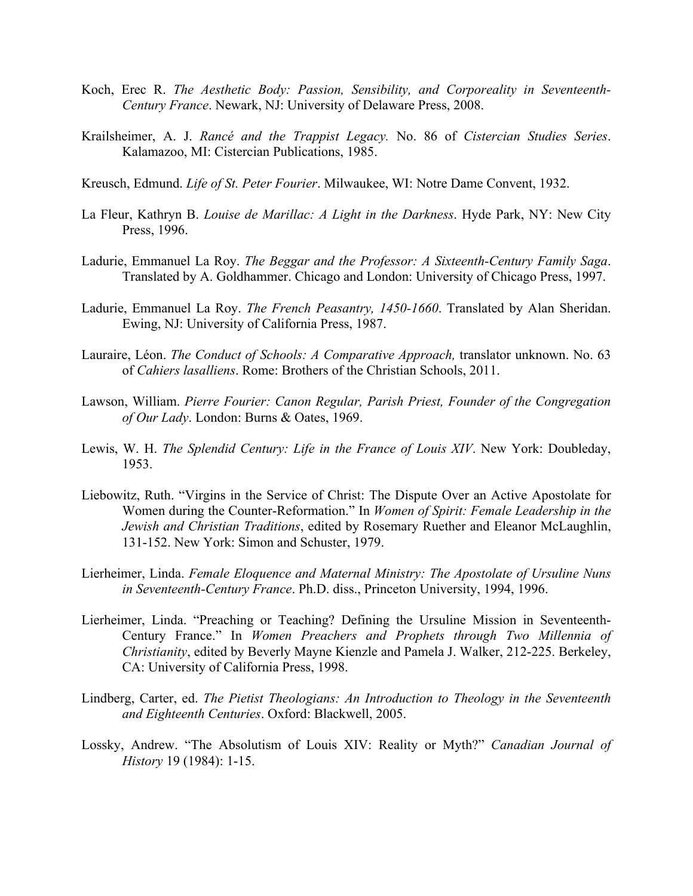Koch, Erec R. *The Aesthetic Body: Passion, Sensibility, and Corporeality in Seventeenth-Century France*. Newark, NJ: University of Delaware Press, 2008.

Krailsheimer, A. J. *Rancé and the Trappist Legacy.* No. 86 of *Cistercian Studies Series*. Kalamazoo, MI: Cistercian Publications, 1985.

Kreusch, Edmund. *Life of St. Peter Fourier*. Milwaukee, WI: Notre Dame Convent, 1932.

La Fleur, Kathryn B. *Louise de Marillac: A Light in the Darkness*. Hyde Park, NY: New City Press, 1996.

Ladurie, Emmanuel La Roy. *The Beggar and the Professor: A Sixteenth-Century Family Saga*. Translated by A. Goldhammer. Chicago and London: University of Chicago Press, 1997.

Ladurie, Emmanuel La Roy. *The French Peasantry, 1450-1660*. Translated by Alan Sheridan. Ewing, NJ: University of California Press, 1987.

Lauraire, Léon. *The Conduct of Schools: A Comparative Approach,* translator unknown. No. 63 of *Cahiers lasalliens*. Rome: Brothers of the Christian Schools, 2011.

Lawson, William. *Pierre Fourier: Canon Regular, Parish Priest, Founder of the Congregation of Our Lady*. London: Burns & Oates, 1969.

Lewis, W. H. *The Splendid Century: Life in the France of Louis XIV*. New York: Doubleday, 1953.

Liebowitz, Ruth. "Virgins in the Service of Christ: The Dispute Over an Active Apostolate for Women during the Counter-Reformation." In *Women of Spirit: Female Leadership in the Jewish and Christian Traditions*, edited by Rosemary Ruether and Eleanor McLaughlin, 131-152. New York: Simon and Schuster, 1979.

Lierheimer, Linda. *Female Eloquence and Maternal Ministry: The Apostolate of Ursuline Nuns in Seventeenth-Century France*. Ph.D. diss., Princeton University, 1994, 1996.

Lierheimer, Linda. "Preaching or Teaching? Defining the Ursuline Mission in Seventeenth-Century France." In *Women Preachers and Prophets through Two Millennia of Christianity*, edited by Beverly Mayne Kienzle and Pamela J. Walker, 212-225. Berkeley, CA: University of California Press, 1998.

Lindberg, Carter, ed. *The Pietist Theologians: An Introduction to Theology in the Seventeenth and Eighteenth Centuries*. Oxford: Blackwell, 2005.

Lossky, Andrew. "The Absolutism of Louis XIV: Reality or Myth?" *Canadian Journal of History* 19 (1984): 1-15.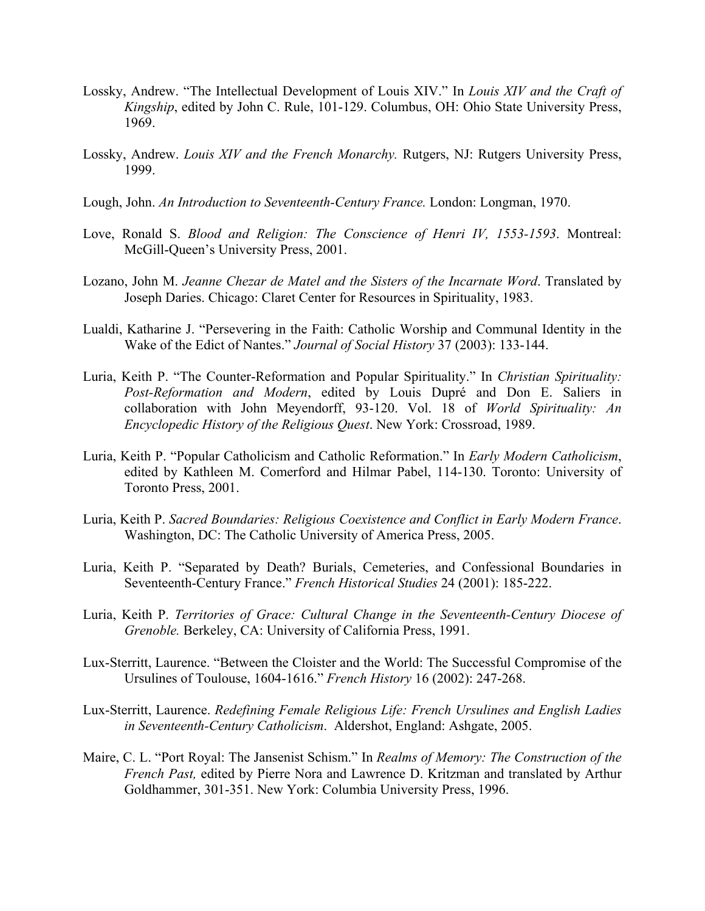Lossky, Andrew. “The Intellectual Development of Louis XIV.” In *Louis XIV and the Craft of Kingship*, edited by John C. Rule, 101-129. Columbus, OH: Ohio State University Press, 1969.

Lossky, Andrew. *Louis XIV and the French Monarchy.* Rutgers, NJ: Rutgers University Press, 1999.

Lough, John. *An Introduction to Seventeenth-Century France.* London: Longman, 1970.

Love, Ronald S. *Blood and Religion: The Conscience of Henri IV, 1553-1593*. Montreal: McGill-Queen’s University Press, 2001.

Lozano, John M. *Jeanne Chezar de Matel and the Sisters of the Incarnate Word*. Translated by Joseph Daries. Chicago: Claret Center for Resources in Spirituality, 1983.

Lualdi, Katharine J. “Persevering in the Faith: Catholic Worship and Communal Identity in the Wake of the Edict of Nantes.” *Journal of Social History* 37 (2003): 133-144.

Luria, Keith P. “The Counter-Reformation and Popular Spirituality.” In *Christian Spirituality: Post-Reformation and Modern*, edited by Louis Dupré and Don E. Saliers in collaboration with John Meyendorff, 93-120. Vol. 18 of *World Spirituality: An Encyclopedic History of the Religious Quest*. New York: Crossroad, 1989.

Luria, Keith P. “Popular Catholicism and Catholic Reformation.” In *Early Modern Catholicism*, edited by Kathleen M. Comerford and Hilmar Pabel, 114-130. Toronto: University of Toronto Press, 2001.

Luria, Keith P. *Sacred Boundaries: Religious Coexistence and Conflict in Early Modern France*. Washington, DC: The Catholic University of America Press, 2005.

Luria, Keith P. “Separated by Death? Burials, Cemeteries, and Confessional Boundaries in Seventeenth-Century France.” *French Historical Studies* 24 (2001): 185-222.

Luria, Keith P. *Territories of Grace: Cultural Change in the Seventeenth-Century Diocese of Grenoble.* Berkeley, CA: University of California Press, 1991.

Lux-Sterritt, Laurence. “Between the Cloister and the World: The Successful Compromise of the Ursulines of Toulouse, 1604-1616.” *French History* 16 (2002): 247-268.

Lux-Sterritt, Laurence. *Redefining Female Religious Life: French Ursulines and English Ladies in Seventeenth-Century Catholicism*. Aldershot, England: Ashgate, 2005.

Maire, C. L. “Port Royal: The Jansenist Schism.” In *Realms of Memory: The Construction of the French Past,* edited by Pierre Nora and Lawrence D. Kritzman and translated by Arthur Goldhammer, 301-351. New York: Columbia University Press, 1996.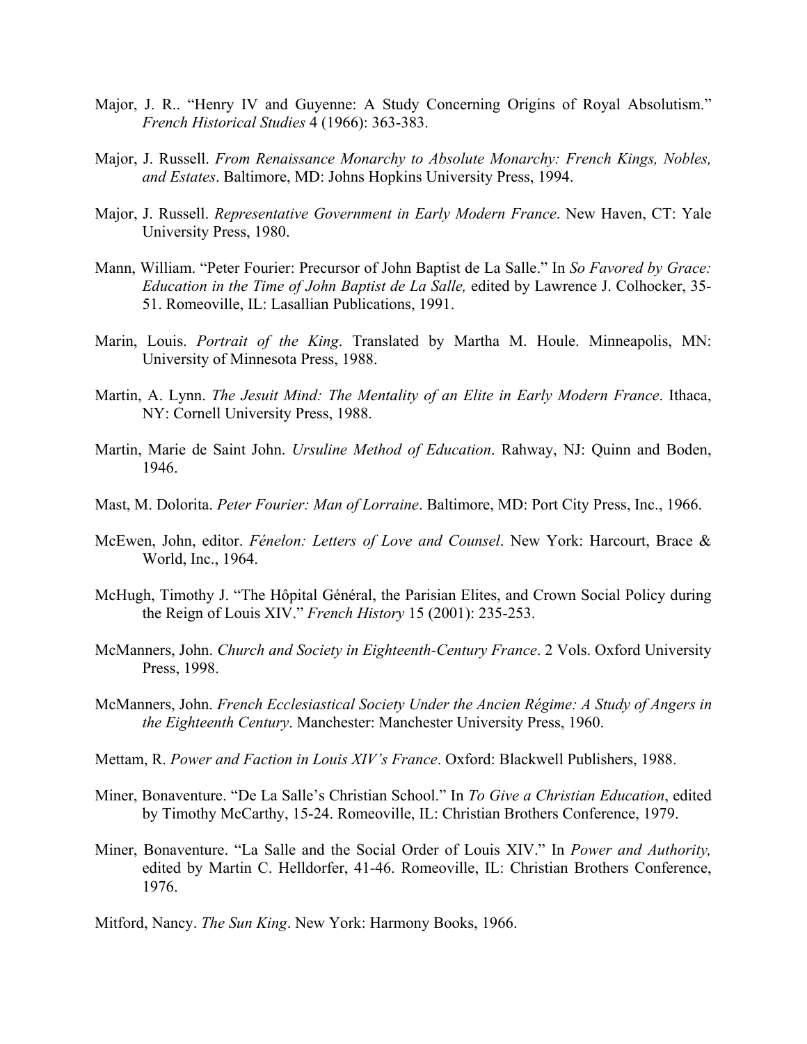Major, J. R.. "Henry IV and Guyenne: A Study Concerning Origins of Royal Absolutism." *French Historical Studies* 4 (1966): 363-383.

Major, J. Russell. *From Renaissance Monarchy to Absolute Monarchy: French Kings, Nobles, and Estates*. Baltimore, MD: Johns Hopkins University Press, 1994.

Major, J. Russell. *Representative Government in Early Modern France*. New Haven, CT: Yale University Press, 1980.

Mann, William. "Peter Fourier: Precursor of John Baptist de La Salle." In *So Favored by Grace: Education in the Time of John Baptist de La Salle,* edited by Lawrence J. Colhocker, 35-51. Romeoville, IL: Lasallian Publications, 1991.

Marin, Louis. *Portrait of the King*. Translated by Martha M. Houle. Minneapolis, MN: University of Minnesota Press, 1988.

Martin, A. Lynn. *The Jesuit Mind: The Mentality of an Elite in Early Modern France*. Ithaca, NY: Cornell University Press, 1988.

Martin, Marie de Saint John. *Ursuline Method of Education*. Rahway, NJ: Quinn and Boden, 1946.

Mast, M. Dolorita. *Peter Fourier: Man of Lorraine*. Baltimore, MD: Port City Press, Inc., 1966.

McEwen, John, editor. *Fénelon: Letters of Love and Counsel*. New York: Harcourt, Brace & World, Inc., 1964.

McHugh, Timothy J. "The Hôpital Général, the Parisian Elites, and Crown Social Policy during the Reign of Louis XIV." *French History* 15 (2001): 235-253.

McManners, John. *Church and Society in Eighteenth-Century France*. 2 Vols. Oxford University Press, 1998.

McManners, John. *French Ecclesiastical Society Under the Ancien Régime: A Study of Angers in the Eighteenth Century*. Manchester: Manchester University Press, 1960.

Mettam, R. *Power and Faction in Louis XIV's France*. Oxford: Blackwell Publishers, 1988.

Miner, Bonaventure. "De La Salle's Christian School." In *To Give a Christian Education*, edited by Timothy McCarthy, 15-24. Romeoville, IL: Christian Brothers Conference, 1979.

Miner, Bonaventure. "La Salle and the Social Order of Louis XIV." In *Power and Authority,* edited by Martin C. Helldorfer, 41-46. Romeoville, IL: Christian Brothers Conference, 1976.

Mitford, Nancy. *The Sun King*. New York: Harmony Books, 1966.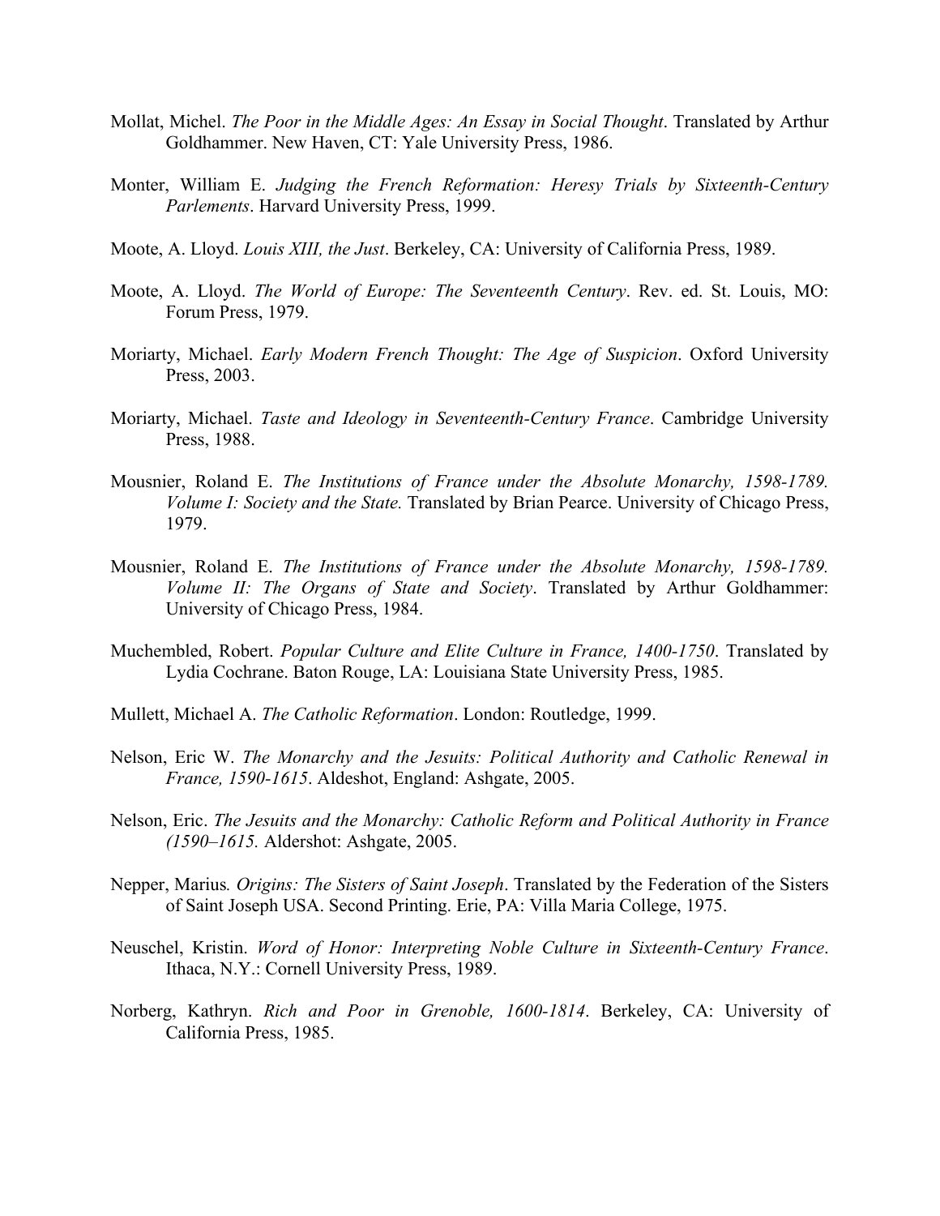Mollat, Michel. *The Poor in the Middle Ages: An Essay in Social Thought*. Translated by Arthur Goldhammer. New Haven, CT: Yale University Press, 1986.

Monter, William E. *Judging the French Reformation: Heresy Trials by Sixteenth-Century Parlements*. Harvard University Press, 1999.

Moote, A. Lloyd. *Louis XIII, the Just*. Berkeley, CA: University of California Press, 1989.

Moote, A. Lloyd. *The World of Europe: The Seventeenth Century*. Rev. ed. St. Louis, MO: Forum Press, 1979.

Moriarty, Michael. *Early Modern French Thought: The Age of Suspicion*. Oxford University Press, 2003.

Moriarty, Michael. *Taste and Ideology in Seventeenth-Century France*. Cambridge University Press, 1988.

Mousnier, Roland E. *The Institutions of France under the Absolute Monarchy, 1598-1789. Volume I: Society and the State.* Translated by Brian Pearce. University of Chicago Press, 1979.

Mousnier, Roland E. *The Institutions of France under the Absolute Monarchy, 1598-1789. Volume II: The Organs of State and Society*. Translated by Arthur Goldhammer: University of Chicago Press, 1984.

Muchembled, Robert. *Popular Culture and Elite Culture in France, 1400-1750*. Translated by Lydia Cochrane. Baton Rouge, LA: Louisiana State University Press, 1985.

Mullett, Michael A. *The Catholic Reformation*. London: Routledge, 1999.

Nelson, Eric W. *The Monarchy and the Jesuits: Political Authority and Catholic Renewal in France, 1590-1615*. Aldeshot, England: Ashgate, 2005.

Nelson, Eric. *The Jesuits and the Monarchy: Catholic Reform and Political Authority in France (1590–1615.* Aldershot: Ashgate, 2005.

Nepper, Marius*. Origins: The Sisters of Saint Joseph*. Translated by the Federation of the Sisters of Saint Joseph USA. Second Printing. Erie, PA: Villa Maria College, 1975.

Neuschel, Kristin. *Word of Honor: Interpreting Noble Culture in Sixteenth-Century France*. Ithaca, N.Y.: Cornell University Press, 1989.

Norberg, Kathryn. *Rich and Poor in Grenoble, 1600-1814*. Berkeley, CA: University of California Press, 1985.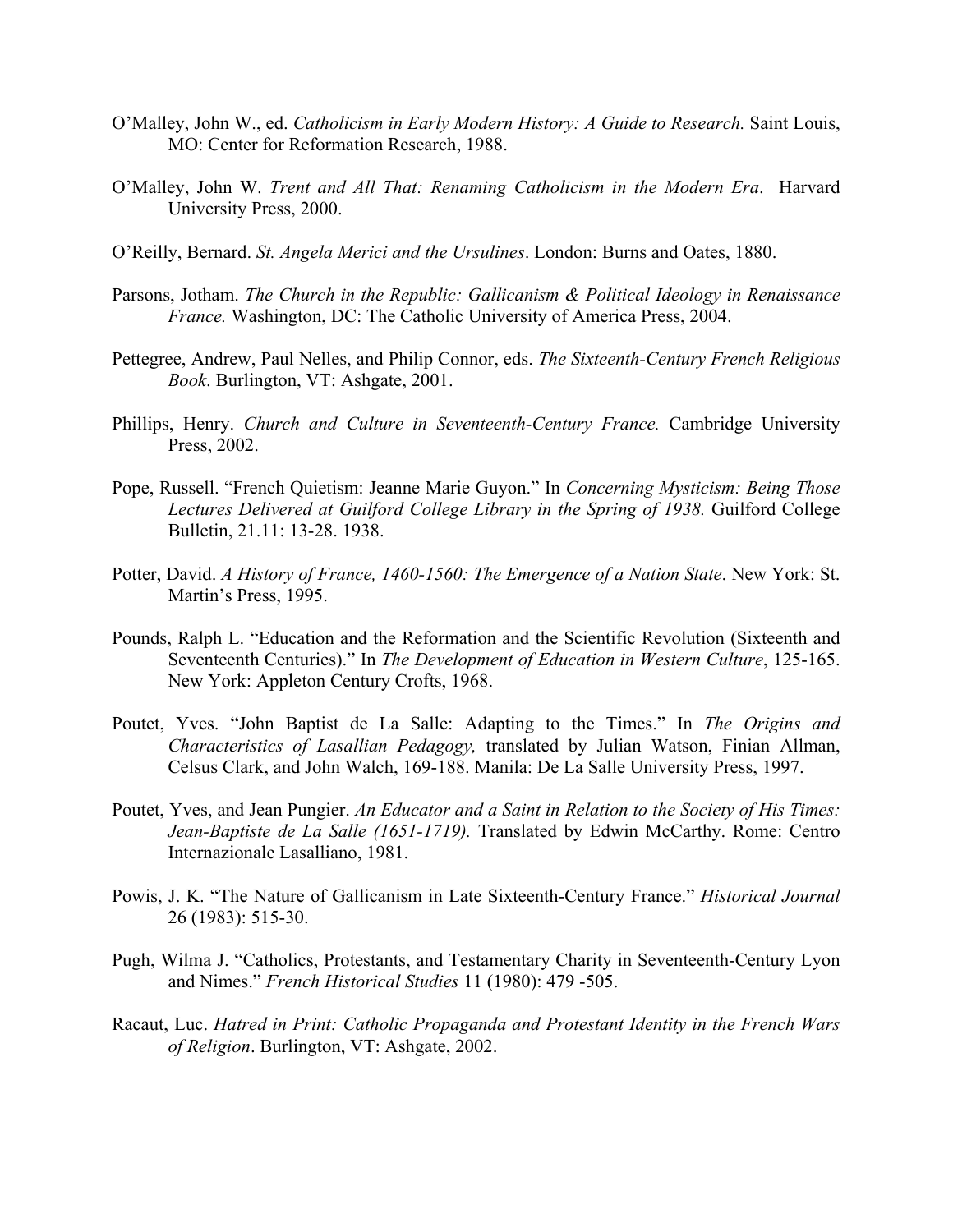O'Malley, John W., ed. *Catholicism in Early Modern History: A Guide to Research.* Saint Louis, MO: Center for Reformation Research, 1988.

O'Malley, John W. *Trent and All That: Renaming Catholicism in the Modern Era*. Harvard University Press, 2000.

O'Reilly, Bernard. *St. Angela Merici and the Ursulines*. London: Burns and Oates, 1880.

Parsons, Jotham. *The Church in the Republic: Gallicanism & Political Ideology in Renaissance France.* Washington, DC: The Catholic University of America Press, 2004.

Pettegree, Andrew, Paul Nelles, and Philip Connor, eds. *The Sixteenth-Century French Religious Book*. Burlington, VT: Ashgate, 2001.

Phillips, Henry. *Church and Culture in Seventeenth-Century France.* Cambridge University Press, 2002.

Pope, Russell. "French Quietism: Jeanne Marie Guyon." In *Concerning Mysticism: Being Those Lectures Delivered at Guilford College Library in the Spring of 1938.* Guilford College Bulletin, 21.11: 13-28. 1938.

Potter, David. *A History of France, 1460-1560: The Emergence of a Nation State*. New York: St. Martin's Press, 1995.

Pounds, Ralph L. "Education and the Reformation and the Scientific Revolution (Sixteenth and Seventeenth Centuries)." In *The Development of Education in Western Culture*, 125-165. New York: Appleton Century Crofts, 1968.

Poutet, Yves. "John Baptist de La Salle: Adapting to the Times." In *The Origins and Characteristics of Lasallian Pedagogy,* translated by Julian Watson, Finian Allman, Celsus Clark, and John Walch, 169-188. Manila: De La Salle University Press, 1997.

Poutet, Yves, and Jean Pungier. *An Educator and a Saint in Relation to the Society of His Times: Jean-Baptiste de La Salle (1651-1719).* Translated by Edwin McCarthy. Rome: Centro Internazionale Lasalliano, 1981.

Powis, J. K. "The Nature of Gallicanism in Late Sixteenth-Century France." *Historical Journal* 26 (1983): 515-30.

Pugh, Wilma J. "Catholics, Protestants, and Testamentary Charity in Seventeenth-Century Lyon and Nimes." *French Historical Studies* 11 (1980): 479 -505.

Racaut, Luc. *Hatred in Print: Catholic Propaganda and Protestant Identity in the French Wars of Religion*. Burlington, VT: Ashgate, 2002.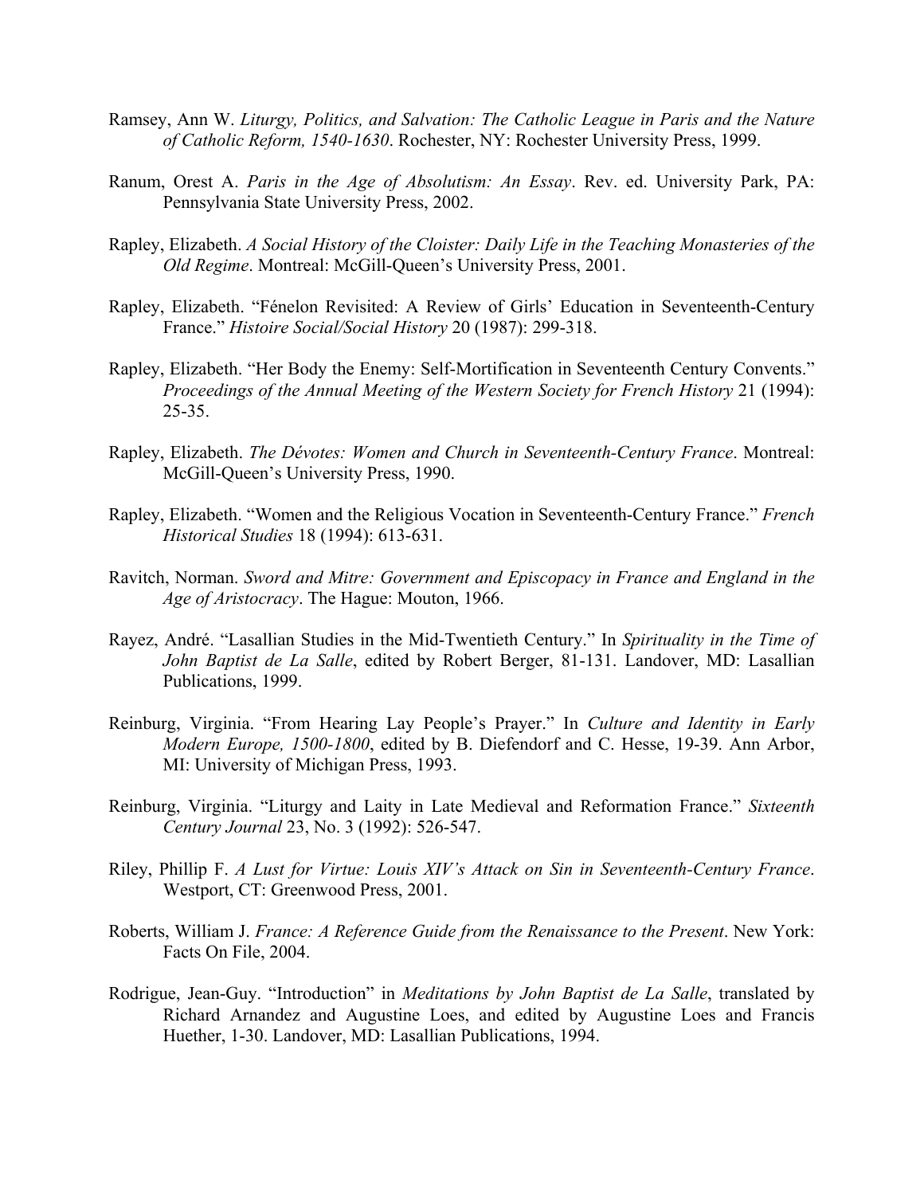Ramsey, Ann W. *Liturgy, Politics, and Salvation: The Catholic League in Paris and the Nature of Catholic Reform, 1540-1630*. Rochester, NY: Rochester University Press, 1999.

Ranum, Orest A. *Paris in the Age of Absolutism: An Essay*. Rev. ed. University Park, PA: Pennsylvania State University Press, 2002.

Rapley, Elizabeth. *A Social History of the Cloister: Daily Life in the Teaching Monasteries of the Old Regime*. Montreal: McGill-Queen's University Press, 2001.

Rapley, Elizabeth. "Fénelon Revisited: A Review of Girls' Education in Seventeenth-Century France." *Histoire Social/Social History* 20 (1987): 299-318.

Rapley, Elizabeth. "Her Body the Enemy: Self-Mortification in Seventeenth Century Convents." *Proceedings of the Annual Meeting of the Western Society for French History* 21 (1994): 25-35.

Rapley, Elizabeth. *The Dévotes: Women and Church in Seventeenth-Century France*. Montreal: McGill-Queen's University Press, 1990.

Rapley, Elizabeth. "Women and the Religious Vocation in Seventeenth-Century France." *French Historical Studies* 18 (1994): 613-631.

Ravitch, Norman. *Sword and Mitre: Government and Episcopacy in France and England in the Age of Aristocracy*. The Hague: Mouton, 1966.

Rayez, André. "Lasallian Studies in the Mid-Twentieth Century." In *Spirituality in the Time of John Baptist de La Salle*, edited by Robert Berger, 81-131. Landover, MD: Lasallian Publications, 1999.

Reinburg, Virginia. "From Hearing Lay People's Prayer." In *Culture and Identity in Early Modern Europe, 1500-1800*, edited by B. Diefendorf and C. Hesse, 19-39. Ann Arbor, MI: University of Michigan Press, 1993.

Reinburg, Virginia. "Liturgy and Laity in Late Medieval and Reformation France." *Sixteenth Century Journal* 23, No. 3 (1992): 526-547.

Riley, Phillip F. *A Lust for Virtue: Louis XIV's Attack on Sin in Seventeenth-Century France*. Westport, CT: Greenwood Press, 2001.

Roberts, William J. *France: A Reference Guide from the Renaissance to the Present*. New York: Facts On File, 2004.

Rodrigue, Jean-Guy. "Introduction" in *Meditations by John Baptist de La Salle*, translated by Richard Arnandez and Augustine Loes, and edited by Augustine Loes and Francis Huether, 1-30. Landover, MD: Lasallian Publications, 1994.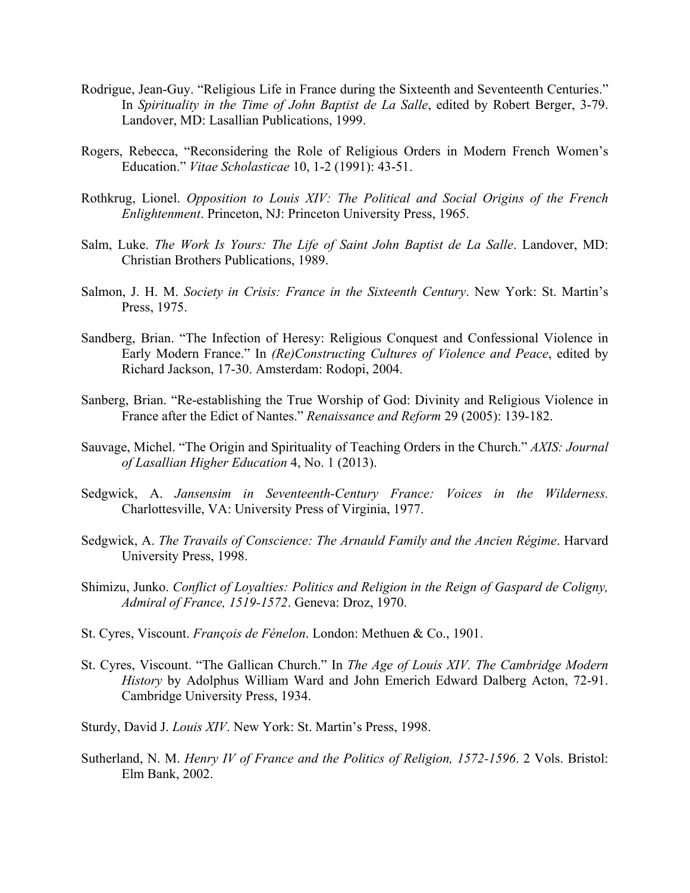Rodrigue, Jean-Guy. "Religious Life in France during the Sixteenth and Seventeenth Centuries." In *Spirituality in the Time of John Baptist de La Salle*, edited by Robert Berger, 3-79. Landover, MD: Lasallian Publications, 1999.

Rogers, Rebecca, "Reconsidering the Role of Religious Orders in Modern French Women's Education." *Vitae Scholasticae* 10, 1-2 (1991): 43-51.

Rothkrug, Lionel. *Opposition to Louis XIV: The Political and Social Origins of the French Enlightenment*. Princeton, NJ: Princeton University Press, 1965.

Salm, Luke. *The Work Is Yours: The Life of Saint John Baptist de La Salle*. Landover, MD: Christian Brothers Publications, 1989.

Salmon, J. H. M. *Society in Crisis: France in the Sixteenth Century*. New York: St. Martin's Press, 1975.

Sandberg, Brian. "The Infection of Heresy: Religious Conquest and Confessional Violence in Early Modern France." In *(Re)Constructing Cultures of Violence and Peace*, edited by Richard Jackson, 17-30. Amsterdam: Rodopi, 2004.

Sanberg, Brian. "Re-establishing the True Worship of God: Divinity and Religious Violence in France after the Edict of Nantes." *Renaissance and Reform* 29 (2005): 139-182.

Sauvage, Michel. "The Origin and Spirituality of Teaching Orders in the Church." *AXIS: Journal of Lasallian Higher Education* 4, No. 1 (2013).

Sedgwick, A. *Jansensim in Seventeenth-Century France: Voices in the Wilderness.* Charlottesville, VA: University Press of Virginia, 1977.

Sedgwick, A. *The Travails of Conscience: The Arnauld Family and the Ancien Régime*. Harvard University Press, 1998.

Shimizu, Junko. *Conflict of Loyalties: Politics and Religion in the Reign of Gaspard de Coligny, Admiral of France, 1519-1572*. Geneva: Droz, 1970.

St. Cyres, Viscount. *François de Fénelon*. London: Methuen & Co., 1901.

St. Cyres, Viscount. "The Gallican Church." In *The Age of Louis XIV. The Cambridge Modern History* by Adolphus William Ward and John Emerich Edward Dalberg Acton, 72-91. Cambridge University Press, 1934.

Sturdy, David J. *Louis XIV*. New York: St. Martin's Press, 1998.

Sutherland, N. M. *Henry IV of France and the Politics of Religion, 1572-1596*. 2 Vols. Bristol: Elm Bank, 2002.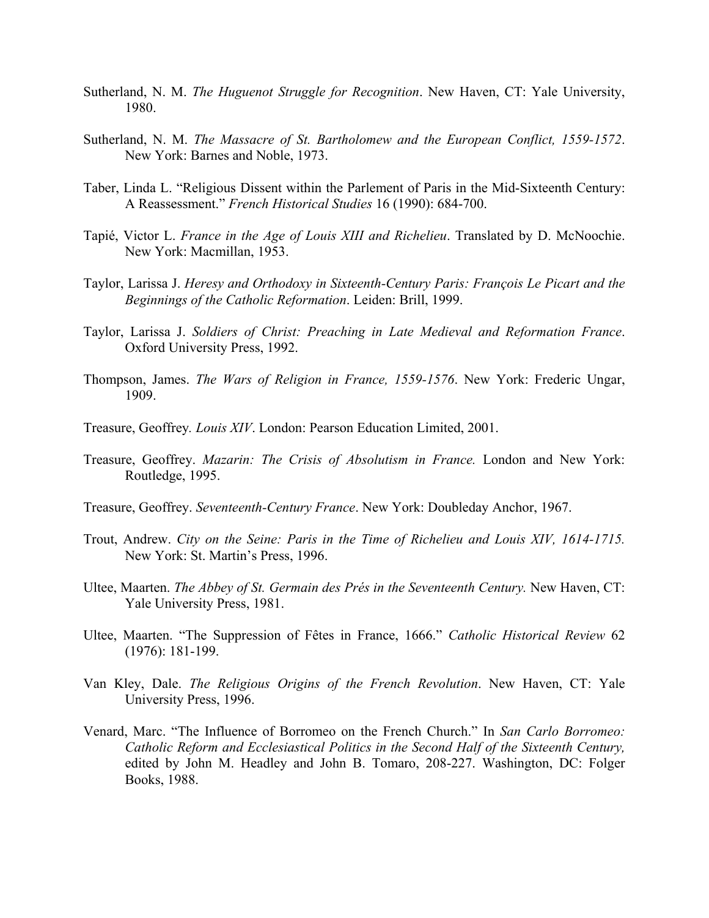Sutherland, N. M. *The Huguenot Struggle for Recognition*. New Haven, CT: Yale University, 1980.

Sutherland, N. M. *The Massacre of St. Bartholomew and the European Conflict, 1559-1572*. New York: Barnes and Noble, 1973.

Taber, Linda L. "Religious Dissent within the Parlement of Paris in the Mid-Sixteenth Century: A Reassessment." *French Historical Studies* 16 (1990): 684-700.

Tapié, Victor L. *France in the Age of Louis XIII and Richelieu*. Translated by D. McNoochie. New York: Macmillan, 1953.

Taylor, Larissa J. *Heresy and Orthodoxy in Sixteenth-Century Paris: François Le Picart and the Beginnings of the Catholic Reformation*. Leiden: Brill, 1999.

Taylor, Larissa J. *Soldiers of Christ: Preaching in Late Medieval and Reformation France*. Oxford University Press, 1992.

Thompson, James. *The Wars of Religion in France, 1559-1576*. New York: Frederic Ungar, 1909.

Treasure, Geoffrey. *Louis XIV*. London: Pearson Education Limited, 2001.

Treasure, Geoffrey. *Mazarin: The Crisis of Absolutism in France.* London and New York: Routledge, 1995.

Treasure, Geoffrey. *Seventeenth-Century France*. New York: Doubleday Anchor, 1967.

Trout, Andrew. *City on the Seine: Paris in the Time of Richelieu and Louis XIV, 1614-1715.* New York: St. Martin's Press, 1996.

Ultee, Maarten. *The Abbey of St. Germain des Prés in the Seventeenth Century.* New Haven, CT: Yale University Press, 1981.

Ultee, Maarten. "The Suppression of Fêtes in France, 1666." *Catholic Historical Review* 62 (1976): 181-199.

Van Kley, Dale. *The Religious Origins of the French Revolution*. New Haven, CT: Yale University Press, 1996.

Venard, Marc. "The Influence of Borromeo on the French Church." In *San Carlo Borromeo: Catholic Reform and Ecclesiastical Politics in the Second Half of the Sixteenth Century,* edited by John M. Headley and John B. Tomaro, 208-227. Washington, DC: Folger Books, 1988.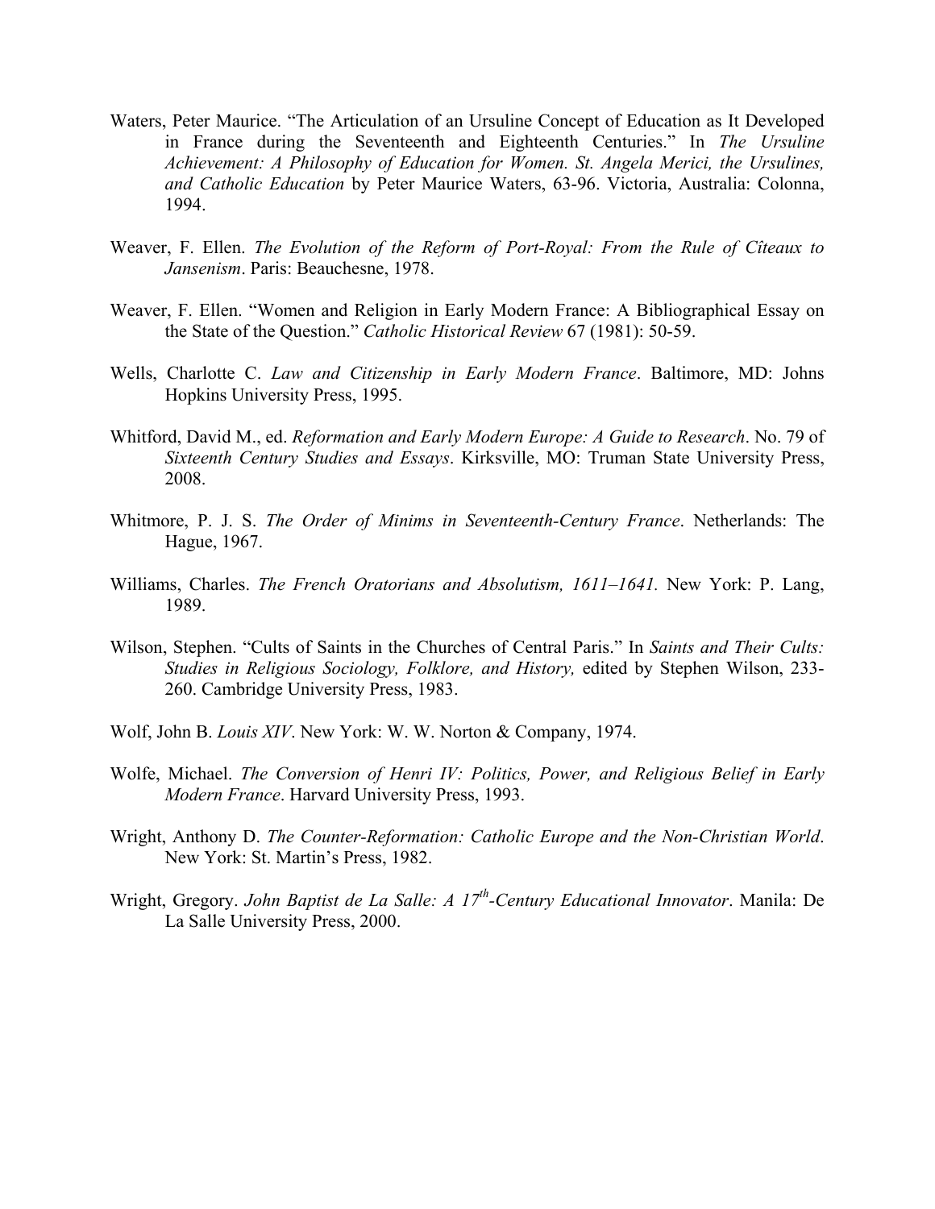Waters, Peter Maurice. "The Articulation of an Ursuline Concept of Education as It Developed in France during the Seventeenth and Eighteenth Centuries." In *The Ursuline Achievement: A Philosophy of Education for Women. St. Angela Merici, the Ursulines, and Catholic Education* by Peter Maurice Waters, 63-96. Victoria, Australia: Colonna, 1994.

Weaver, F. Ellen. *The Evolution of the Reform of Port-Royal: From the Rule of Cîteaux to Jansenism*. Paris: Beauchesne, 1978.

Weaver, F. Ellen. "Women and Religion in Early Modern France: A Bibliographical Essay on the State of the Question." *Catholic Historical Review* 67 (1981): 50-59.

Wells, Charlotte C. *Law and Citizenship in Early Modern France*. Baltimore, MD: Johns Hopkins University Press, 1995.

Whitford, David M., ed. *Reformation and Early Modern Europe: A Guide to Research*. No. 79 of *Sixteenth Century Studies and Essays*. Kirksville, MO: Truman State University Press, 2008.

Whitmore, P. J. S. *The Order of Minims in Seventeenth-Century France*. Netherlands: The Hague, 1967.

Williams, Charles. *The French Oratorians and Absolutism, 1611–1641.* New York: P. Lang, 1989.

Wilson, Stephen. "Cults of Saints in the Churches of Central Paris." In *Saints and Their Cults: Studies in Religious Sociology, Folklore, and History,* edited by Stephen Wilson, 233-260. Cambridge University Press, 1983.

Wolf, John B. *Louis XIV*. New York: W. W. Norton & Company, 1974.

Wolfe, Michael. *The Conversion of Henri IV: Politics, Power, and Religious Belief in Early Modern France*. Harvard University Press, 1993.

Wright, Anthony D. *The Counter-Reformation: Catholic Europe and the Non-Christian World*. New York: St. Martin's Press, 1982.

Wright, Gregory. *John Baptist de La Salle: A 17th-Century Educational Innovator*. Manila: De La Salle University Press, 2000.